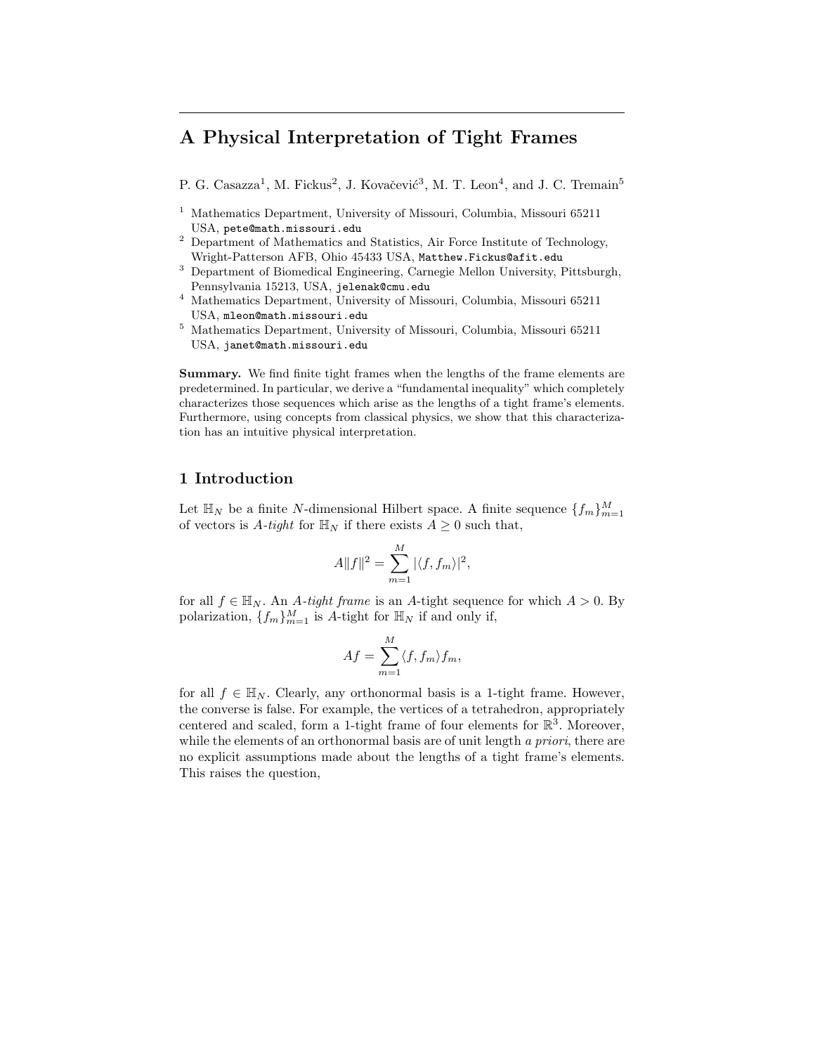# A Physical Interpretation of Tight Frames

P. G. Casazza[1], M. Fickus[2], J. Kovačević[3], M. T. Leon[4], and J. C. Tremain[5]

[1] Mathematics Department, University of Missouri, Columbia, Missouri 65211 USA, `pete@math.missouri.edu`

[2] Department of Mathematics and Statistics, Air Force Institute of Technology, Wright-Patterson AFB, Ohio 45433 USA, `Matthew.Fickus@afit.edu`

[3] Department of Biomedical Engineering, Carnegie Mellon University, Pittsburgh, Pennsylvania 15213, USA, `jelenak@cmu.edu`

[4] Mathematics Department, University of Missouri, Columbia, Missouri 65211 USA, `mleon@math.missouri.edu`

[5] Mathematics Department, University of Missouri, Columbia, Missouri 65211 USA, `janet@math.missouri.edu`

**Summary.** We find finite tight frames when the lengths of the frame elements are predetermined. In particular, we derive a "fundamental inequality" which completely characterizes those sequences which arise as the lengths of a tight frame's elements. Furthermore, using concepts from classical physics, we show that this characterization has an intuitive physical interpretation.

## 1 Introduction

Let $\mathbb{H}_N$ be a finite $N$-dimensional Hilbert space. A finite sequence $\{f_m\}_{m=1}^M$ of vectors is *A-tight* for $\mathbb{H}_N$ if there exists $A \geq 0$ such that,

$$A\|f\|^2 = \sum_{m=1}^{M} |\langle f, f_m \rangle|^2,$$

for all $f \in \mathbb{H}_N$. An *A-tight frame* is an $A$-tight sequence for which $A > 0$. By polarization, $\{f_m\}_{m=1}^M$ is $A$-tight for $\mathbb{H}_N$ if and only if,

$$Af = \sum_{m=1}^{M} \langle f, f_m \rangle f_m,$$

for all $f \in \mathbb{H}_N$. Clearly, any orthonormal basis is a 1-tight frame. However, the converse is false. For example, the vertices of a tetrahedron, appropriately centered and scaled, form a 1-tight frame of four elements for $\mathbb{R}^3$. Moreover, while the elements of an orthonormal basis are of unit length *a priori*, there are no explicit assumptions made about the lengths of a tight frame's elements. This raises the question,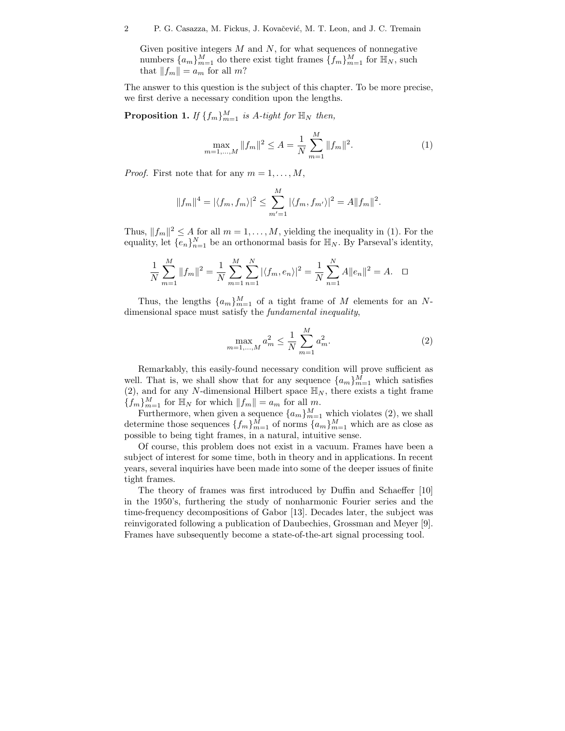Given positive integers $M$ and $N$, for what sequences of nonnegative numbers $\{a_m\}_{m=1}^M$ do there exist tight frames $\{f_m\}_{m=1}^M$ for $\mathbb{H}_N$, such that $\|f_m\| = a_m$ for all $m$?

The answer to this question is the subject of this chapter. To be more precise, we first derive a necessary condition upon the lengths.

**Proposition 1.** *If $\{f_m\}_{m=1}^M$ is $A$-tight for $\mathbb{H}_N$ then,*

$$\max_{m=1,\ldots,M} \|f_m\|^2 \leq A = \frac{1}{N} \sum_{m=1}^{M} \|f_m\|^2. \tag{1}$$

*Proof.* First note that for any $m = 1, \ldots, M$,

$$\|f_m\|^4 = |\langle f_m, f_m \rangle|^2 \leq \sum_{m'=1}^{M} |\langle f_m, f_{m'} \rangle|^2 = A\|f_m\|^2.$$

Thus, $\|f_m\|^2 \leq A$ for all $m = 1, \ldots, M$, yielding the inequality in (1). For the equality, let $\{e_n\}_{n=1}^N$ be an orthonormal basis for $\mathbb{H}_N$. By Parseval's identity,

$$\frac{1}{N} \sum_{m=1}^{M} \|f_m\|^2 = \frac{1}{N} \sum_{m=1}^{M} \sum_{n=1}^{N} |\langle f_m, e_n \rangle|^2 = \frac{1}{N} \sum_{n=1}^{N} A\|e_n\|^2 = A. \quad \square$$

Thus, the lengths $\{a_m\}_{m=1}^M$ of a tight frame of $M$ elements for an $N$-dimensional space must satisfy the *fundamental inequality*,

$$\max_{m=1,\ldots,M} a_m^2 \leq \frac{1}{N} \sum_{m=1}^{M} a_m^2. \tag{2}$$

Remarkably, this easily-found necessary condition will prove sufficient as well. That is, we shall show that for any sequence $\{a_m\}_{m=1}^M$ which satisfies (2), and for any $N$-dimensional Hilbert space $\mathbb{H}_N$, there exists a tight frame $\{f_m\}_{m=1}^M$ for $\mathbb{H}_N$ for which $\|f_m\| = a_m$ for all $m$.

Furthermore, when given a sequence $\{a_m\}_{m=1}^M$ which violates (2), we shall determine those sequences $\{f_m\}_{m=1}^M$ of norms $\{a_m\}_{m=1}^M$ which are as close as possible to being tight frames, in a natural, intuitive sense.

Of course, this problem does not exist in a vacuum. Frames have been a subject of interest for some time, both in theory and in applications. In recent years, several inquiries have been made into some of the deeper issues of finite tight frames.

The theory of frames was first introduced by Duffin and Schaeffer [10] in the 1950's, furthering the study of nonharmonic Fourier series and the time-frequency decompositions of Gabor [13]. Decades later, the subject was reinvigorated following a publication of Daubechies, Grossman and Meyer [9]. Frames have subsequently become a state-of-the-art signal processing tool.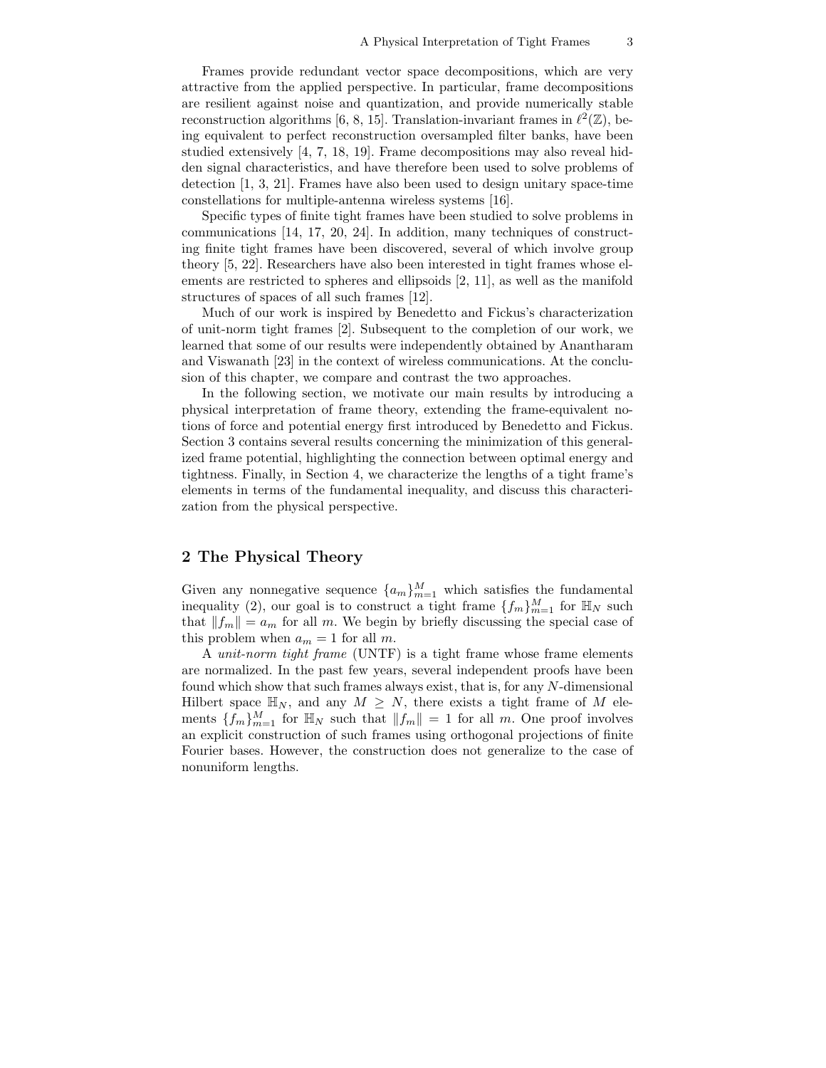Frames provide redundant vector space decompositions, which are very attractive from the applied perspective. In particular, frame decompositions are resilient against noise and quantization, and provide numerically stable reconstruction algorithms [6, 8, 15]. Translation-invariant frames in $\ell^2(\mathbb{Z})$, being equivalent to perfect reconstruction oversampled filter banks, have been studied extensively [4, 7, 18, 19]. Frame decompositions may also reveal hidden signal characteristics, and have therefore been used to solve problems of detection [1, 3, 21]. Frames have also been used to design unitary space-time constellations for multiple-antenna wireless systems [16].

Specific types of finite tight frames have been studied to solve problems in communications [14, 17, 20, 24]. In addition, many techniques of constructing finite tight frames have been discovered, several of which involve group theory [5, 22]. Researchers have also been interested in tight frames whose elements are restricted to spheres and ellipsoids [2, 11], as well as the manifold structures of spaces of all such frames [12].

Much of our work is inspired by Benedetto and Fickus's characterization of unit-norm tight frames [2]. Subsequent to the completion of our work, we learned that some of our results were independently obtained by Anantharam and Viswanath [23] in the context of wireless communications. At the conclusion of this chapter, we compare and contrast the two approaches.

In the following section, we motivate our main results by introducing a physical interpretation of frame theory, extending the frame-equivalent notions of force and potential energy first introduced by Benedetto and Fickus. Section 3 contains several results concerning the minimization of this generalized frame potential, highlighting the connection between optimal energy and tightness. Finally, in Section 4, we characterize the lengths of a tight frame's elements in terms of the fundamental inequality, and discuss this characterization from the physical perspective.

## 2 The Physical Theory

Given any nonnegative sequence $\{a_m\}_{m=1}^M$ which satisfies the fundamental inequality (2), our goal is to construct a tight frame $\{f_m\}_{m=1}^M$ for $\mathbb{H}_N$ such that $\|f_m\| = a_m$ for all $m$. We begin by briefly discussing the special case of this problem when $a_m = 1$ for all $m$.

A *unit-norm tight frame* (UNTF) is a tight frame whose frame elements are normalized. In the past few years, several independent proofs have been found which show that such frames always exist, that is, for any $N$-dimensional Hilbert space $\mathbb{H}_N$, and any $M \geq N$, there exists a tight frame of $M$ elements $\{f_m\}_{m=1}^M$ for $\mathbb{H}_N$ such that $\|f_m\| = 1$ for all $m$. One proof involves an explicit construction of such frames using orthogonal projections of finite Fourier bases. However, the construction does not generalize to the case of nonuniform lengths.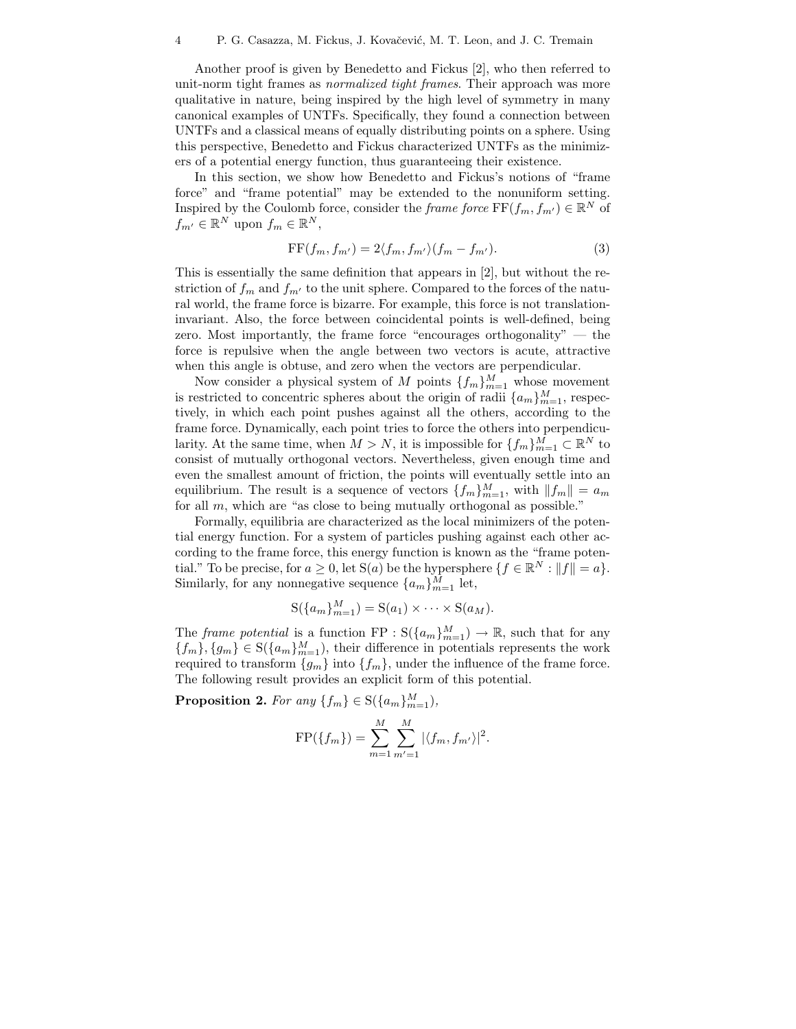Another proof is given by Benedetto and Fickus [2], who then referred to unit-norm tight frames as *normalized tight frames*. Their approach was more qualitative in nature, being inspired by the high level of symmetry in many canonical examples of UNTFs. Specifically, they found a connection between UNTFs and a classical means of equally distributing points on a sphere. Using this perspective, Benedetto and Fickus characterized UNTFs as the minimizers of a potential energy function, thus guaranteeing their existence.

In this section, we show how Benedetto and Fickus's notions of "frame force" and "frame potential" may be extended to the nonuniform setting. Inspired by the Coulomb force, consider the *frame force* $\mathrm{FF}(f_m, f_{m'}) \in \mathbb{R}^N$ of $f_{m'} \in \mathbb{R}^N$ upon $f_m \in \mathbb{R}^N$,

$$\mathrm{FF}(f_m, f_{m'}) = 2\langle f_m, f_{m'}\rangle(f_m - f_{m'}). \tag{3}$$

This is essentially the same definition that appears in [2], but without the restriction of $f_m$ and $f_{m'}$ to the unit sphere. Compared to the forces of the natural world, the frame force is bizarre. For example, this force is not translation-invariant. Also, the force between coincidental points is well-defined, being zero. Most importantly, the frame force "encourages orthogonality" — the force is repulsive when the angle between two vectors is acute, attractive when this angle is obtuse, and zero when the vectors are perpendicular.

Now consider a physical system of $M$ points $\{f_m\}_{m=1}^M$ whose movement is restricted to concentric spheres about the origin of radii $\{a_m\}_{m=1}^M$, respectively, in which each point pushes against all the others, according to the frame force. Dynamically, each point tries to force the others into perpendicularity. At the same time, when $M > N$, it is impossible for $\{f_m\}_{m=1}^M \subset \mathbb{R}^N$ to consist of mutually orthogonal vectors. Nevertheless, given enough time and even the smallest amount of friction, the points will eventually settle into an equilibrium. The result is a sequence of vectors $\{f_m\}_{m=1}^M$, with $\|f_m\| = a_m$ for all $m$, which are "as close to being mutually orthogonal as possible."

Formally, equilibria are characterized as the local minimizers of the potential energy function. For a system of particles pushing against each other according to the frame force, this energy function is known as the "frame potential." To be precise, for $a \geq 0$, let $\mathrm{S}(a)$ be the hypersphere $\{f \in \mathbb{R}^N : \|f\| = a\}$. Similarly, for any nonnegative sequence $\{a_m\}_{m=1}^M$ let,

$$\mathrm{S}(\{a_m\}_{m=1}^M) = \mathrm{S}(a_1) \times \cdots \times \mathrm{S}(a_M).$$

The *frame potential* is a function $\mathrm{FP} : \mathrm{S}(\{a_m\}_{m=1}^M) \to \mathbb{R}$, such that for any $\{f_m\}, \{g_m\} \in \mathrm{S}(\{a_m\}_{m=1}^M)$, their difference in potentials represents the work required to transform $\{g_m\}$ into $\{f_m\}$, under the influence of the frame force. The following result provides an explicit form of this potential.

**Proposition 2.** *For any* $\{f_m\} \in \mathrm{S}(\{a_m\}_{m=1}^M)$,

$$\mathrm{FP}(\{f_m\}) = \sum_{m=1}^M \sum_{m'=1}^M |\langle f_m, f_{m'}\rangle|^2.$$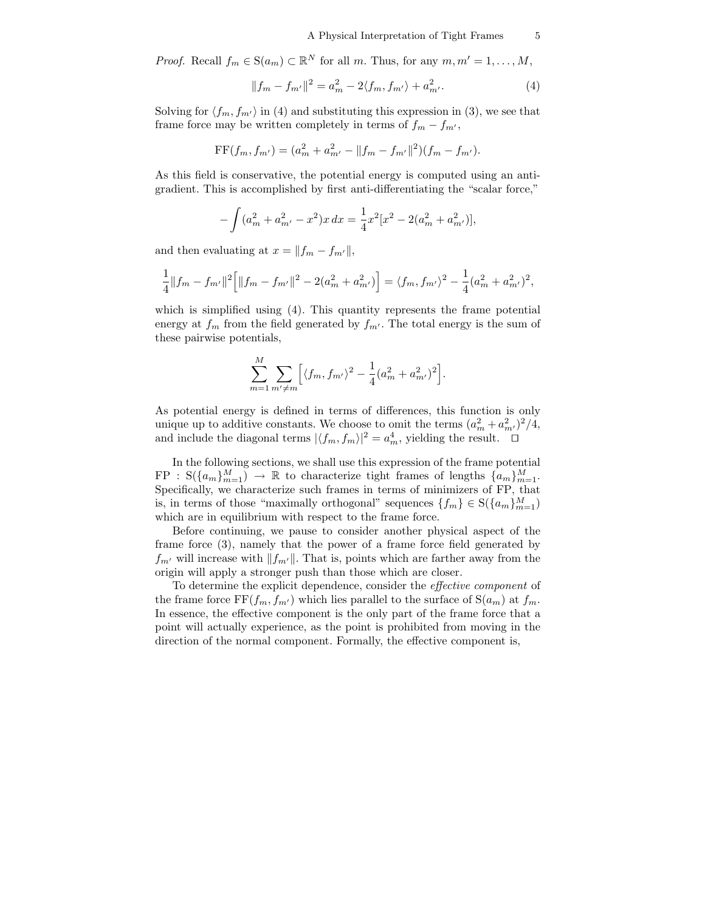*Proof.* Recall $f_m \in \mathrm{S}(a_m) \subset \mathbb{R}^N$ for all $m$. Thus, for any $m, m' = 1, \dots, M$,

$$\|f_m - f_{m'}\|^2 = a_m^2 - 2\langle f_m, f_{m'} \rangle + a_{m'}^2. \tag{4}$$

Solving for $\langle f_m, f_{m'} \rangle$ in (4) and substituting this expression in (3), we see that frame force may be written completely in terms of $f_m - f_{m'}$,

$$\mathrm{FF}(f_m, f_{m'}) = (a_m^2 + a_{m'}^2 - \|f_m - f_{m'}\|^2)(f_m - f_{m'}).$$

As this field is conservative, the potential energy is computed using an anti-gradient. This is accomplished by first anti-differentiating the "scalar force,"

$$-\int (a_m^2 + a_{m'}^2 - x^2)x \, dx = \frac{1}{4}x^2[x^2 - 2(a_m^2 + a_{m'}^2)],$$

and then evaluating at $x = \|f_m - f_{m'}\|$,

$$\frac{1}{4}\|f_m - f_{m'}\|^2 \Big[ \|f_m - f_{m'}\|^2 - 2(a_m^2 + a_{m'}^2) \Big] = \langle f_m, f_{m'} \rangle^2 - \frac{1}{4}(a_m^2 + a_{m'}^2)^2,$$

which is simplified using (4). This quantity represents the frame potential energy at $f_m$ from the field generated by $f_{m'}$. The total energy is the sum of these pairwise potentials,

$$\sum_{m=1}^{M} \sum_{m' \neq m} \Big[ \langle f_m, f_{m'} \rangle^2 - \frac{1}{4}(a_m^2 + a_{m'}^2)^2 \Big].$$

As potential energy is defined in terms of differences, this function is only unique up to additive constants. We choose to omit the terms $(a_m^2 + a_{m'}^2)^2/4$, and include the diagonal terms $|\langle f_m, f_m \rangle|^2 = a_m^4$, yielding the result. $\square$

In the following sections, we shall use this expression of the frame potential $\mathrm{FP} : \mathrm{S}(\{a_m\}_{m=1}^M) \to \mathbb{R}$ to characterize tight frames of lengths $\{a_m\}_{m=1}^M$. Specifically, we characterize such frames in terms of minimizers of FP, that is, in terms of those "maximally orthogonal" sequences $\{f_m\} \in \mathrm{S}(\{a_m\}_{m=1}^M)$ which are in equilibrium with respect to the frame force.

Before continuing, we pause to consider another physical aspect of the frame force (3), namely that the power of a frame force field generated by $f_{m'}$ will increase with $\|f_{m'}\|$. That is, points which are farther away from the origin will apply a stronger push than those which are closer.

To determine the explicit dependence, consider the *effective component* of the frame force $\mathrm{FF}(f_m, f_{m'})$ which lies parallel to the surface of $\mathrm{S}(a_m)$ at $f_m$. In essence, the effective component is the only part of the frame force that a point will actually experience, as the point is prohibited from moving in the direction of the normal component. Formally, the effective component is,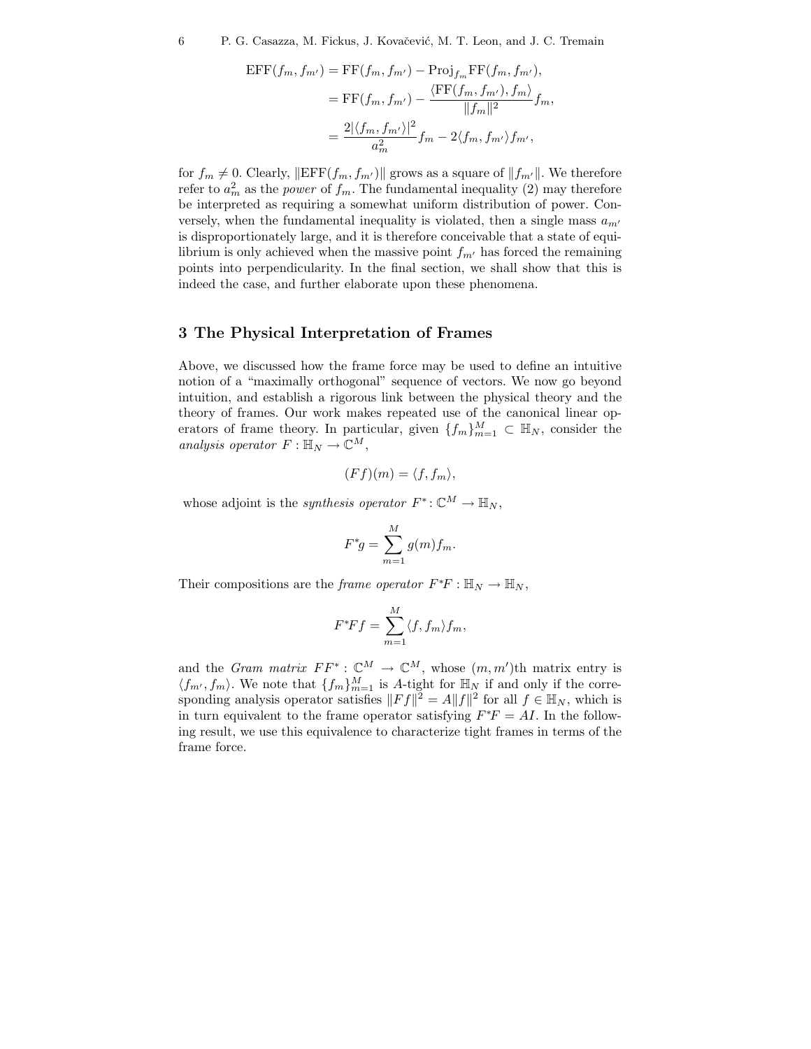$$
\begin{aligned}
\mathrm{EFF}(f_m, f_{m'}) &= \mathrm{FF}(f_m, f_{m'}) - \mathrm{Proj}_{f_m}\mathrm{FF}(f_m, f_{m'}), \\
&= \mathrm{FF}(f_m, f_{m'}) - \frac{\langle \mathrm{FF}(f_m, f_{m'}), f_m\rangle}{\|f_m\|^2} f_m, \\
&= \frac{2|\langle f_m, f_{m'}\rangle|^2}{a_m^2} f_m - 2\langle f_m, f_{m'}\rangle f_{m'},
\end{aligned}
$$

for $f_m \neq 0$. Clearly, $\|\mathrm{EFF}(f_m, f_{m'})\|$ grows as a square of $\|f_{m'}\|$. We therefore refer to $a_m^2$ as the *power* of $f_m$. The fundamental inequality (2) may therefore be interpreted as requiring a somewhat uniform distribution of power. Conversely, when the fundamental inequality is violated, then a single mass $a_{m'}$ is disproportionately large, and it is therefore conceivable that a state of equilibrium is only achieved when the massive point $f_{m'}$ has forced the remaining points into perpendicularity. In the final section, we shall show that this is indeed the case, and further elaborate upon these phenomena.

## 3 The Physical Interpretation of Frames

Above, we discussed how the frame force may be used to define an intuitive notion of a "maximally orthogonal" sequence of vectors. We now go beyond intuition, and establish a rigorous link between the physical theory and the theory of frames. Our work makes repeated use of the canonical linear operators of frame theory. In particular, given $\{f_m\}_{m=1}^M \subset \mathbb{H}_N$, consider the *analysis operator* $F : \mathbb{H}_N \to \mathbb{C}^M$,

$$
(Ff)(m) = \langle f, f_m\rangle,
$$

whose adjoint is the *synthesis operator* $F^* : \mathbb{C}^M \to \mathbb{H}_N$,

$$
F^* g = \sum_{m=1}^M g(m) f_m.
$$

Their compositions are the *frame operator* $F^*F : \mathbb{H}_N \to \mathbb{H}_N$,

$$
F^*Ff = \sum_{m=1}^M \langle f, f_m\rangle f_m,
$$

and the *Gram matrix* $FF^* : \mathbb{C}^M \to \mathbb{C}^M$, whose $(m, m')$th matrix entry is $\langle f_{m'}, f_m\rangle$. We note that $\{f_m\}_{m=1}^M$ is $A$-tight for $\mathbb{H}_N$ if and only if the corresponding analysis operator satisfies $\|Ff\|^2 = A\|f\|^2$ for all $f \in \mathbb{H}_N$, which is in turn equivalent to the frame operator satisfying $F^*F = AI$. In the following result, we use this equivalence to characterize tight frames in terms of the frame force.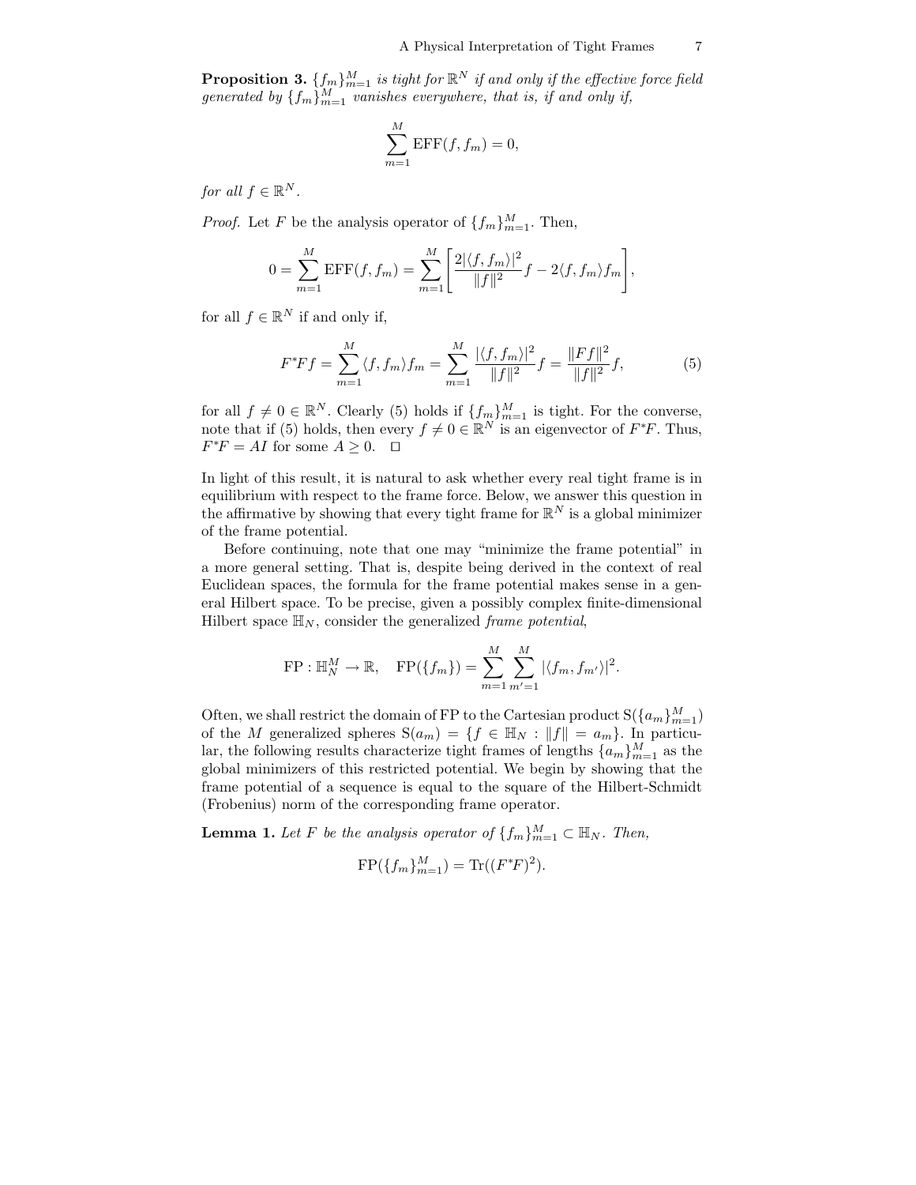**Proposition 3.** *$\{f_m\}_{m=1}^M$ is tight for $\mathbb{R}^N$ if and only if the effective force field generated by $\{f_m\}_{m=1}^M$ vanishes everywhere, that is, if and only if,*

$$\sum_{m=1}^{M} \mathrm{EFF}(f, f_m) = 0,$$

*for all $f \in \mathbb{R}^N$.*

*Proof.* Let $F$ be the analysis operator of $\{f_m\}_{m=1}^M$. Then,

$$0 = \sum_{m=1}^{M} \mathrm{EFF}(f, f_m) = \sum_{m=1}^{M} \left[ \frac{2|\langle f, f_m\rangle|^2}{\|f\|^2} f - 2\langle f, f_m\rangle f_m \right],$$

for all $f \in \mathbb{R}^N$ if and only if,

$$F^*Ff = \sum_{m=1}^{M} \langle f, f_m\rangle f_m = \sum_{m=1}^{M} \frac{|\langle f, f_m\rangle|^2}{\|f\|^2} f = \frac{\|Ff\|^2}{\|f\|^2} f, \tag{5}$$

for all $f \neq 0 \in \mathbb{R}^N$. Clearly (5) holds if $\{f_m\}_{m=1}^M$ is tight. For the converse, note that if (5) holds, then every $f \neq 0 \in \mathbb{R}^N$ is an eigenvector of $F^*F$. Thus, $F^*F = AI$ for some $A \geq 0$. □

In light of this result, it is natural to ask whether every real tight frame is in equilibrium with respect to the frame force. Below, we answer this question in the affirmative by showing that every tight frame for $\mathbb{R}^N$ is a global minimizer of the frame potential.

Before continuing, note that one may "minimize the frame potential" in a more general setting. That is, despite being derived in the context of real Euclidean spaces, the formula for the frame potential makes sense in a general Hilbert space. To be precise, given a possibly complex finite-dimensional Hilbert space $\mathbb{H}_N$, consider the generalized *frame potential*,

$$\mathrm{FP} : \mathbb{H}_N^M \to \mathbb{R}, \quad \mathrm{FP}(\{f_m\}) = \sum_{m=1}^{M} \sum_{m'=1}^{M} |\langle f_m, f_{m'}\rangle|^2.$$

Often, we shall restrict the domain of FP to the Cartesian product $\mathrm{S}(\{a_m\}_{m=1}^M)$ of the $M$ generalized spheres $\mathrm{S}(a_m) = \{f \in \mathbb{H}_N : \|f\| = a_m\}$. In particular, the following results characterize tight frames of lengths $\{a_m\}_{m=1}^M$ as the global minimizers of this restricted potential. We begin by showing that the frame potential of a sequence is equal to the square of the Hilbert-Schmidt (Frobenius) norm of the corresponding frame operator.

**Lemma 1.** *Let $F$ be the analysis operator of $\{f_m\}_{m=1}^M \subset \mathbb{H}_N$. Then,*

$$\mathrm{FP}(\{f_m\}_{m=1}^M) = \mathrm{Tr}((F^*F)^2).$$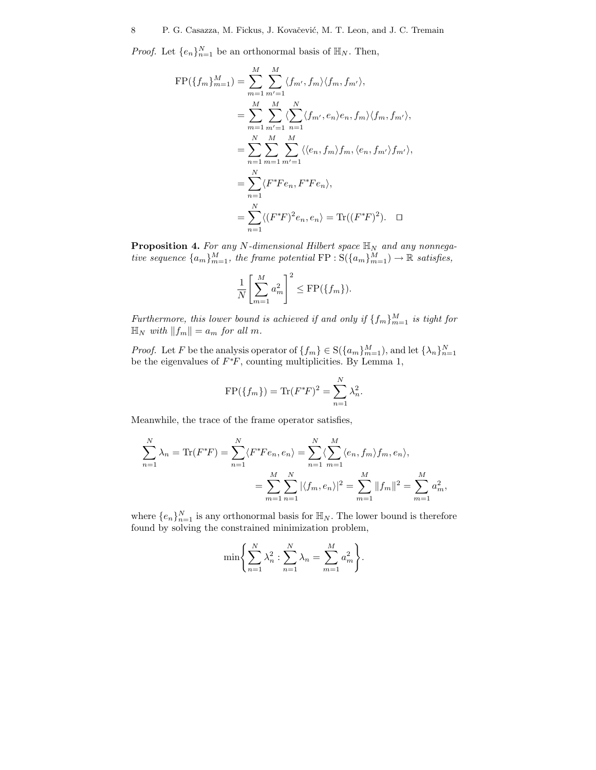*Proof.* Let $\{e_n\}_{n=1}^N$ be an orthonormal basis of $\mathbb{H}_N$. Then,

$$
\begin{aligned}
\mathrm{FP}(\{f_m\}_{m=1}^M) &= \sum_{m=1}^{M}\sum_{m'=1}^{M}\langle f_{m'}, f_m\rangle\langle f_m, f_{m'}\rangle, \\
&= \sum_{m=1}^{M}\sum_{m'=1}^{M}\langle \sum_{n=1}^{N}\langle f_{m'}, e_n\rangle e_n, f_m\rangle\langle f_m, f_{m'}\rangle, \\
&= \sum_{n=1}^{N}\sum_{m=1}^{M}\sum_{m'=1}^{M}\langle\langle e_n, f_m\rangle f_m, \langle e_n, f_{m'}\rangle f_{m'}\rangle, \\
&= \sum_{n=1}^{N}\langle F^*Fe_n, F^*Fe_n\rangle, \\
&= \sum_{n=1}^{N}\langle (F^*F)^2 e_n, e_n\rangle = \mathrm{Tr}((F^*F)^2). \quad \square
\end{aligned}
$$

**Proposition 4.** *For any $N$-dimensional Hilbert space $\mathbb{H}_N$ and any nonnegative sequence $\{a_m\}_{m=1}^M$, the frame potential $\mathrm{FP} : \mathrm{S}(\{a_m\}_{m=1}^M) \to \mathbb{R}$ satisfies,*

$$
\frac{1}{N}\left[\sum_{m=1}^{M} a_m^2\right]^2 \leq \mathrm{FP}(\{f_m\}).
$$

*Furthermore, this lower bound is achieved if and only if $\{f_m\}_{m=1}^M$ is tight for $\mathbb{H}_N$ with $\|f_m\| = a_m$ for all $m$.*

*Proof.* Let $F$ be the analysis operator of $\{f_m\} \in \mathrm{S}(\{a_m\}_{m=1}^M)$, and let $\{\lambda_n\}_{n=1}^N$ be the eigenvalues of $F^*F$, counting multiplicities. By Lemma 1,

$$
\mathrm{FP}(\{f_m\}) = \mathrm{Tr}(F^*F)^2 = \sum_{n=1}^{N}\lambda_n^2.
$$

Meanwhile, the trace of the frame operator satisfies,

$$
\begin{aligned}
\sum_{n=1}^{N}\lambda_n = \mathrm{Tr}(F^*F) = \sum_{n=1}^{N}\langle F^*Fe_n, e_n\rangle &= \sum_{n=1}^{N}\langle\sum_{m=1}^{M}\langle e_n, f_m\rangle f_m, e_n\rangle, \\
&= \sum_{m=1}^{M}\sum_{n=1}^{N}|\langle f_m, e_n\rangle|^2 = \sum_{m=1}^{M}\|f_m\|^2 = \sum_{m=1}^{M}a_m^2,
\end{aligned}
$$

where $\{e_n\}_{n=1}^N$ is any orthonormal basis for $\mathbb{H}_N$. The lower bound is therefore found by solving the constrained minimization problem,

$$
\min\left\{\sum_{n=1}^{N}\lambda_n^2 : \sum_{n=1}^{N}\lambda_n = \sum_{m=1}^{M}a_m^2\right\}.
$$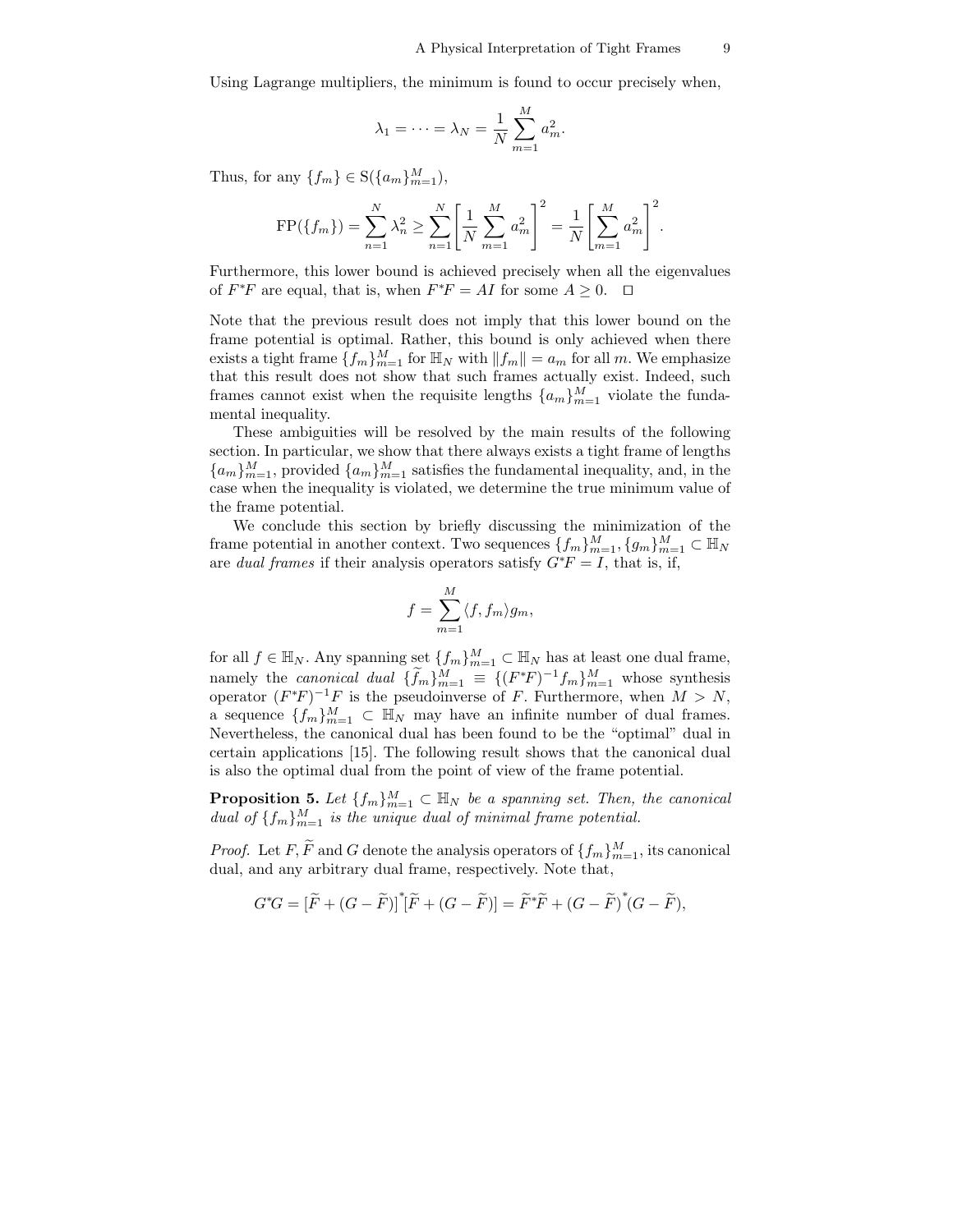Using Lagrange multipliers, the minimum is found to occur precisely when,

$$\lambda_1 = \cdots = \lambda_N = \frac{1}{N}\sum_{m=1}^{M} a_m^2.$$

Thus, for any $\{f_m\} \in \mathrm{S}(\{a_m\}_{m=1}^M)$,

$$\mathrm{FP}(\{f_m\}) = \sum_{n=1}^{N} \lambda_n^2 \geq \sum_{n=1}^{N} \left[\frac{1}{N}\sum_{m=1}^{M} a_m^2\right]^2 = \frac{1}{N}\left[\sum_{m=1}^{M} a_m^2\right]^2.$$

Furthermore, this lower bound is achieved precisely when all the eigenvalues of $F^*F$ are equal, that is, when $F^*F = AI$ for some $A \geq 0$. $\square$

Note that the previous result does not imply that this lower bound on the frame potential is optimal. Rather, this bound is only achieved when there exists a tight frame $\{f_m\}_{m=1}^M$ for $\mathbb{H}_N$ with $\|f_m\| = a_m$ for all $m$. We emphasize that this result does not show that such frames actually exist. Indeed, such frames cannot exist when the requisite lengths $\{a_m\}_{m=1}^M$ violate the fundamental inequality.

These ambiguities will be resolved by the main results of the following section. In particular, we show that there always exists a tight frame of lengths $\{a_m\}_{m=1}^M$, provided $\{a_m\}_{m=1}^M$ satisfies the fundamental inequality, and, in the case when the inequality is violated, we determine the true minimum value of the frame potential.

We conclude this section by briefly discussing the minimization of the frame potential in another context. Two sequences $\{f_m\}_{m=1}^M, \{g_m\}_{m=1}^M \subset \mathbb{H}_N$ are *dual frames* if their analysis operators satisfy $G^*F = I$, that is, if,

$$f = \sum_{m=1}^{M} \langle f, f_m \rangle g_m,$$

for all $f \in \mathbb{H}_N$. Any spanning set $\{f_m\}_{m=1}^M \subset \mathbb{H}_N$ has at least one dual frame, namely the *canonical dual* $\{\widetilde{f}_m\}_{m=1}^M \equiv \{(F^*F)^{-1} f_m\}_{m=1}^M$ whose synthesis operator $(F^*F)^{-1}F$ is the pseudoinverse of $F$. Furthermore, when $M > N$, a sequence $\{f_m\}_{m=1}^M \subset \mathbb{H}_N$ may have an infinite number of dual frames. Nevertheless, the canonical dual has been found to be the "optimal" dual in certain applications [15]. The following result shows that the canonical dual is also the optimal dual from the point of view of the frame potential.

**Proposition 5.** *Let $\{f_m\}_{m=1}^M \subset \mathbb{H}_N$ be a spanning set. Then, the canonical dual of $\{f_m\}_{m=1}^M$ is the unique dual of minimal frame potential.*

*Proof.* Let $F, \widetilde{F}$ and $G$ denote the analysis operators of $\{f_m\}_{m=1}^M$, its canonical dual, and any arbitrary dual frame, respectively. Note that,

$$G^*G = [\widetilde{F} + (G - \widetilde{F})]^*[\widetilde{F} + (G - \widetilde{F})] = \widetilde{F}^*\widetilde{F} + (G - \widetilde{F})^*(G - \widetilde{F}),$$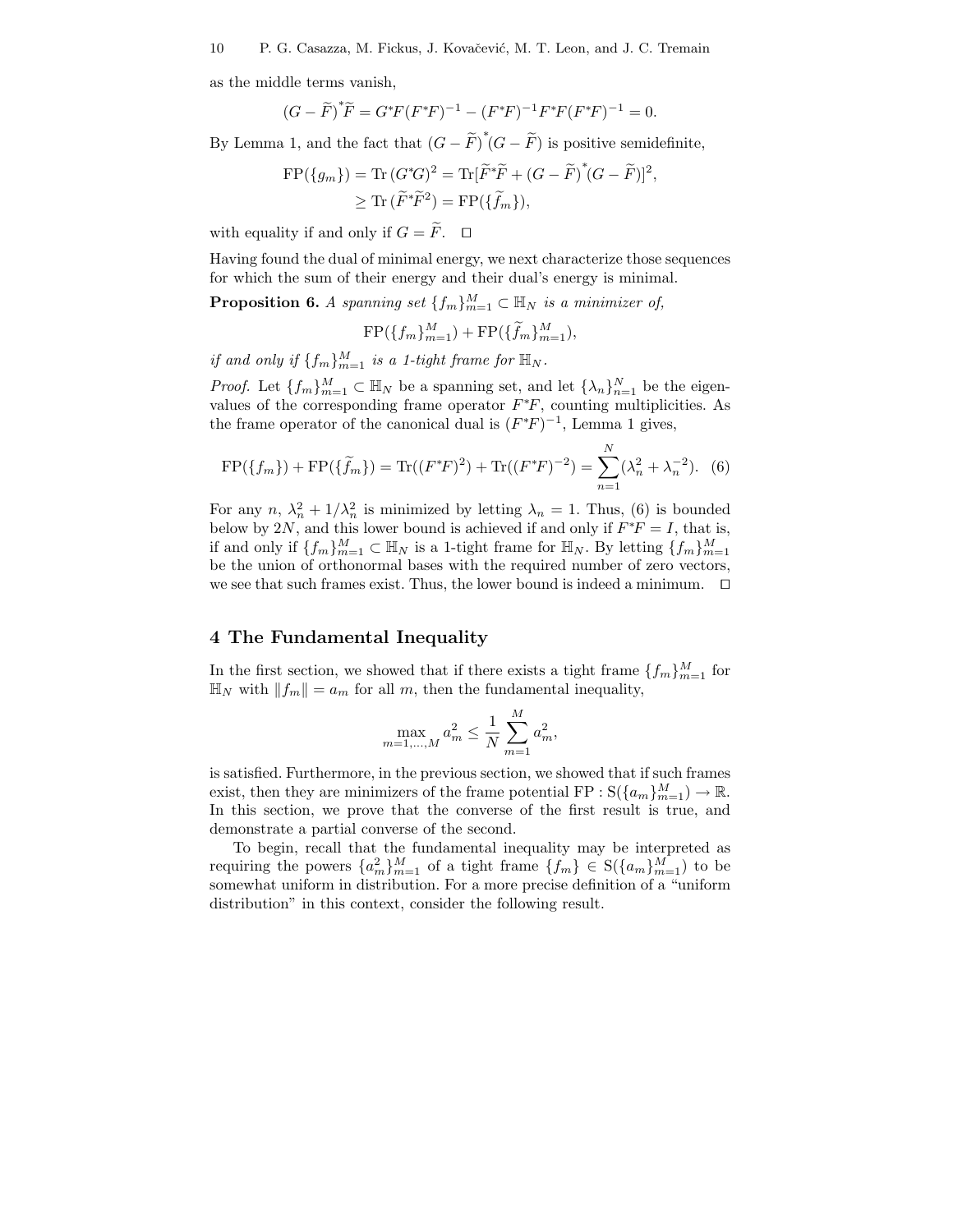as the middle terms vanish,

$$(G - \widetilde{F})^* \widetilde{F} = G^* F (F^* F)^{-1} - (F^* F)^{-1} F^* F (F^* F)^{-1} = 0.$$

By Lemma 1, and the fact that $(G - \widetilde{F})^* (G - \widetilde{F})$ is positive semidefinite,

$$\begin{aligned}
\mathrm{FP}(\{g_m\}) &= \mathrm{Tr}\,(G^* G)^2 = \mathrm{Tr}[\widetilde{F}^* \widetilde{F} + (G - \widetilde{F})^* (G - \widetilde{F})]^2, \\
&\geq \mathrm{Tr}\,(\widetilde{F}^* \widetilde{F}^2) = \mathrm{FP}(\{\widetilde{f}_m\}),
\end{aligned}$$

with equality if and only if $G = \widetilde{F}$. $\square$

Having found the dual of minimal energy, we next characterize those sequences for which the sum of their energy and their dual's energy is minimal.

**Proposition 6.** *A spanning set $\{f_m\}_{m=1}^M \subset \mathbb{H}_N$ is a minimizer of,*

$$\mathrm{FP}(\{f_m\}_{m=1}^M) + \mathrm{FP}(\{\widetilde{f}_m\}_{m=1}^M),$$

*if and only if $\{f_m\}_{m=1}^M$ is a 1-tight frame for $\mathbb{H}_N$.*

*Proof.* Let $\{f_m\}_{m=1}^M \subset \mathbb{H}_N$ be a spanning set, and let $\{\lambda_n\}_{n=1}^N$ be the eigenvalues of the corresponding frame operator $F^*F$, counting multiplicities. As the frame operator of the canonical dual is $(F^*F)^{-1}$, Lemma 1 gives,

$$\mathrm{FP}(\{f_m\}) + \mathrm{FP}(\{\widetilde{f}_m\}) = \mathrm{Tr}((F^*F)^2) + \mathrm{Tr}((F^*F)^{-2}) = \sum_{n=1}^N (\lambda_n^2 + \lambda_n^{-2}). \quad (6)$$

For any $n$, $\lambda_n^2 + 1/\lambda_n^2$ is minimized by letting $\lambda_n = 1$. Thus, (6) is bounded below by $2N$, and this lower bound is achieved if and only if $F^*F = I$, that is, if and only if $\{f_m\}_{m=1}^M \subset \mathbb{H}_N$ is a 1-tight frame for $\mathbb{H}_N$. By letting $\{f_m\}_{m=1}^M$ be the union of orthonormal bases with the required number of zero vectors, we see that such frames exist. Thus, the lower bound is indeed a minimum. $\square$

## 4 The Fundamental Inequality

In the first section, we showed that if there exists a tight frame $\{f_m\}_{m=1}^M$ for $\mathbb{H}_N$ with $\|f_m\| = a_m$ for all $m$, then the fundamental inequality,

$$\max_{m=1,\ldots,M} a_m^2 \leq \frac{1}{N} \sum_{m=1}^M a_m^2,$$

is satisfied. Furthermore, in the previous section, we showed that if such frames exist, then they are minimizers of the frame potential $\mathrm{FP} : \mathrm{S}(\{a_m\}_{m=1}^M) \to \mathbb{R}$. In this section, we prove that the converse of the first result is true, and demonstrate a partial converse of the second.

To begin, recall that the fundamental inequality may be interpreted as requiring the powers $\{a_m^2\}_{m=1}^M$ of a tight frame $\{f_m\} \in \mathrm{S}(\{a_m\}_{m=1}^M)$ to be somewhat uniform in distribution. For a more precise definition of a "uniform distribution" in this context, consider the following result.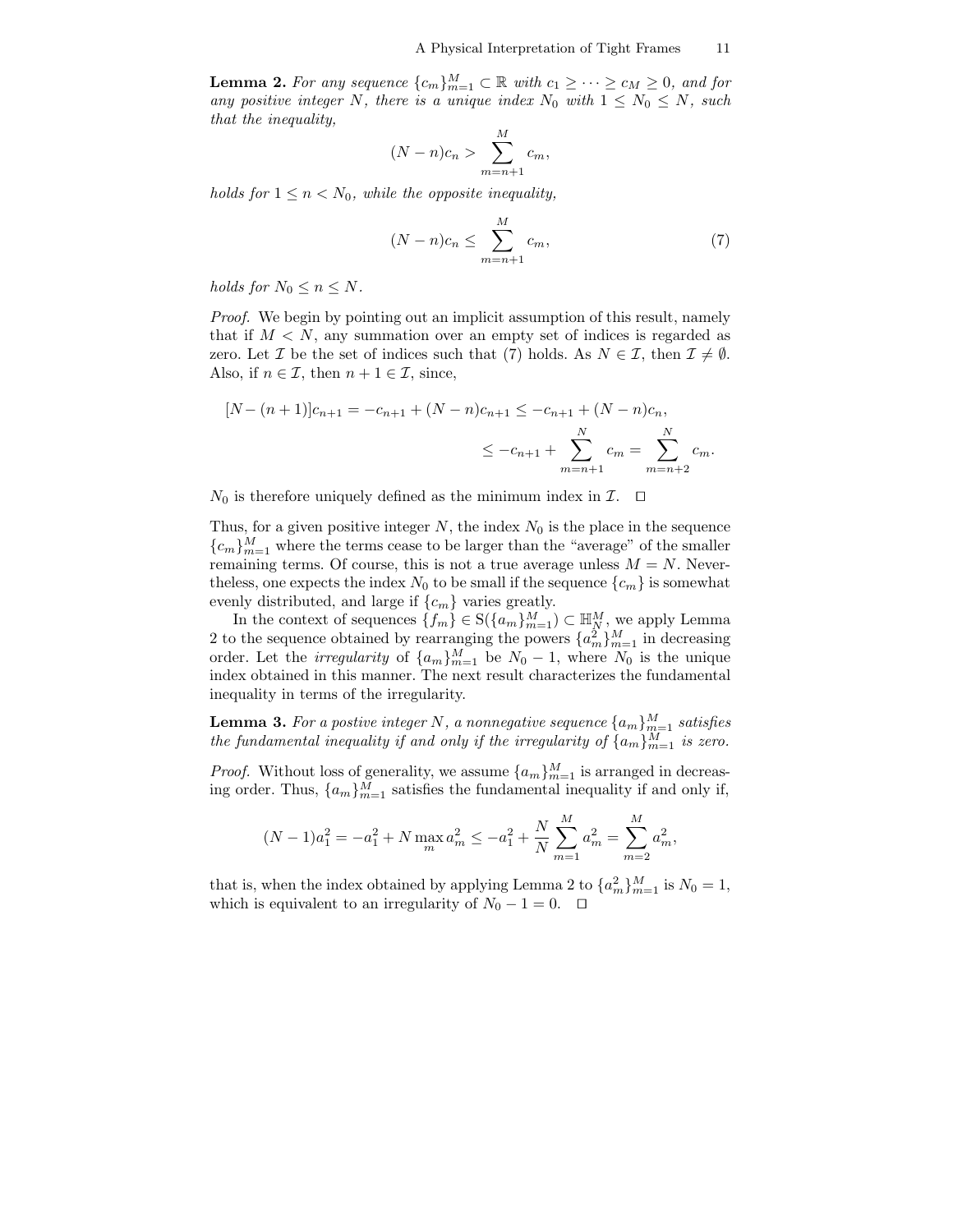**Lemma 2.** *For any sequence $\{c_m\}_{m=1}^M \subset \mathbb{R}$ with $c_1 \geq \cdots \geq c_M \geq 0$, and for any positive integer $N$, there is a unique index $N_0$ with $1 \leq N_0 \leq N$, such that the inequality,*

$$(N-n)c_n > \sum_{m=n+1}^{M} c_m,$$

*holds for $1 \leq n < N_0$, while the opposite inequality,*

$$(N-n)c_n \leq \sum_{m=n+1}^{M} c_m, \tag{7}$$

*holds for $N_0 \leq n \leq N$.*

*Proof.* We begin by pointing out an implicit assumption of this result, namely that if $M < N$, any summation over an empty set of indices is regarded as zero. Let $\mathcal{I}$ be the set of indices such that (7) holds. As $N \in \mathcal{I}$, then $\mathcal{I} \neq \emptyset$. Also, if $n \in \mathcal{I}$, then $n+1 \in \mathcal{I}$, since,

$$\begin{aligned}
[N-(n+1)]c_{n+1} = -c_{n+1} + (N-n)c_{n+1} &\leq -c_{n+1} + (N-n)c_n, \\
&\leq -c_{n+1} + \sum_{m=n+1}^{N} c_m = \sum_{m=n+2}^{N} c_m.
\end{aligned}$$

$N_0$ is therefore uniquely defined as the minimum index in $\mathcal{I}$. $\square$

Thus, for a given positive integer $N$, the index $N_0$ is the place in the sequence $\{c_m\}_{m=1}^M$ where the terms cease to be larger than the "average" of the smaller remaining terms. Of course, this is not a true average unless $M = N$. Nevertheless, one expects the index $N_0$ to be small if the sequence $\{c_m\}$ is somewhat evenly distributed, and large if $\{c_m\}$ varies greatly.

In the context of sequences $\{f_m\} \in \mathrm{S}(\{a_m\}_{m=1}^M) \subset \mathbb{H}_N^M$, we apply Lemma 2 to the sequence obtained by rearranging the powers $\{a_m^2\}_{m=1}^M$ in decreasing order. Let the *irregularity* of $\{a_m\}_{m=1}^M$ be $N_0 - 1$, where $N_0$ is the unique index obtained in this manner. The next result characterizes the fundamental inequality in terms of the irregularity.

**Lemma 3.** *For a postive integer $N$, a nonnegative sequence $\{a_m\}_{m=1}^M$ satisfies the fundamental inequality if and only if the irregularity of $\{a_m\}_{m=1}^M$ is zero.*

*Proof.* Without loss of generality, we assume $\{a_m\}_{m=1}^M$ is arranged in decreasing order. Thus, $\{a_m\}_{m=1}^M$ satisfies the fundamental inequality if and only if,

$$(N-1)a_1^2 = -a_1^2 + N \max_m a_m^2 \leq -a_1^2 + \frac{N}{N}\sum_{m=1}^{M} a_m^2 = \sum_{m=2}^{M} a_m^2,$$

that is, when the index obtained by applying Lemma 2 to $\{a_m^2\}_{m=1}^M$ is $N_0 = 1$, which is equivalent to an irregularity of $N_0 - 1 = 0$. $\square$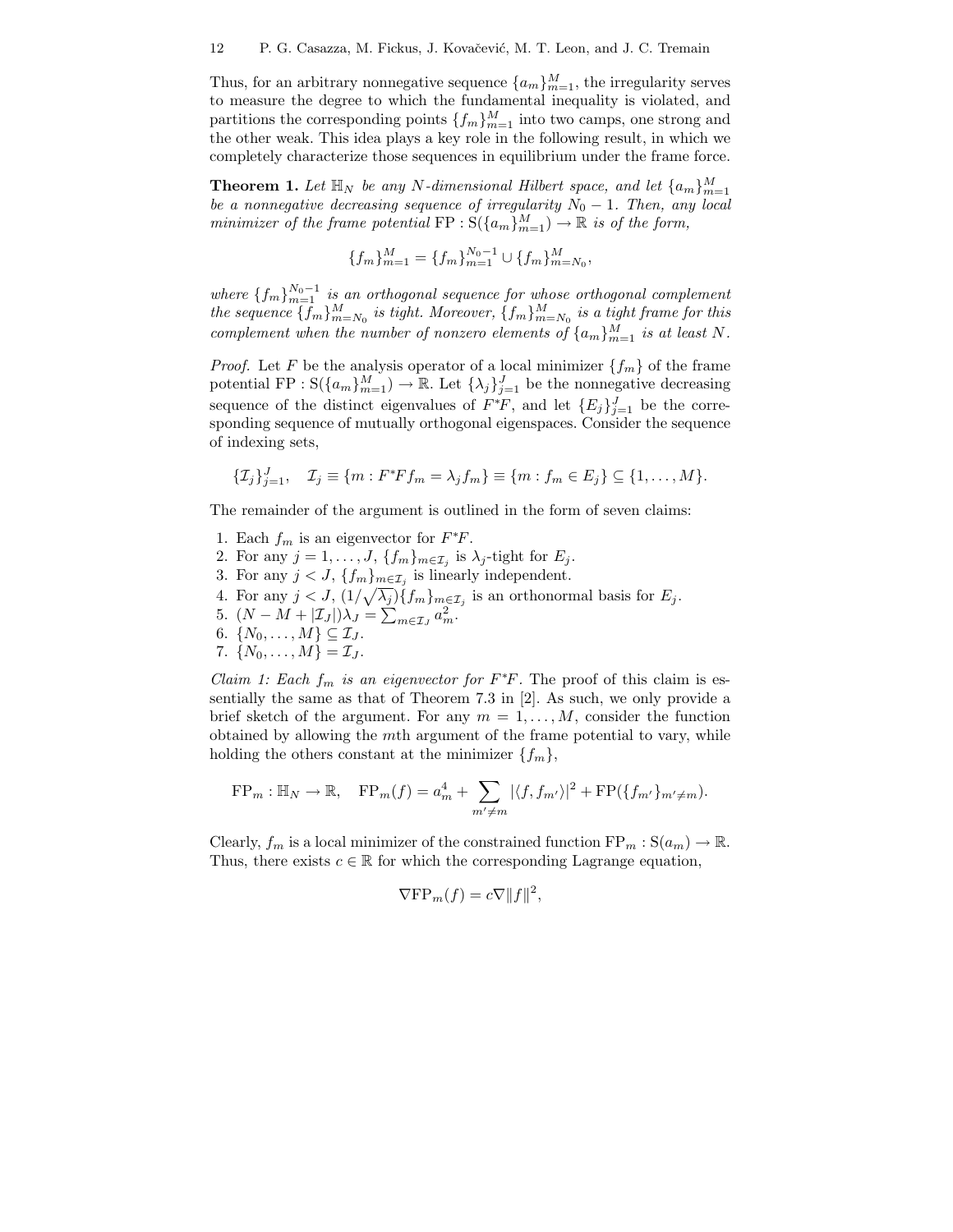Thus, for an arbitrary nonnegative sequence $\{a_m\}_{m=1}^M$, the irregularity serves to measure the degree to which the fundamental inequality is violated, and partitions the corresponding points $\{f_m\}_{m=1}^M$ into two camps, one strong and the other weak. This idea plays a key role in the following result, in which we completely characterize those sequences in equilibrium under the frame force.

**Theorem 1.** *Let $\mathbb{H}_N$ be any $N$-dimensional Hilbert space, and let $\{a_m\}_{m=1}^M$ be a nonnegative decreasing sequence of irregularity $N_0 - 1$. Then, any local minimizer of the frame potential $\mathrm{FP} : \mathrm{S}(\{a_m\}_{m=1}^M) \to \mathbb{R}$ is of the form,*

$$\{f_m\}_{m=1}^M = \{f_m\}_{m=1}^{N_0-1} \cup \{f_m\}_{m=N_0}^M,$$

*where $\{f_m\}_{m=1}^{N_0-1}$ is an orthogonal sequence for whose orthogonal complement the sequence $\{f_m\}_{m=N_0}^M$ is tight. Moreover, $\{f_m\}_{m=N_0}^M$ is a tight frame for this complement when the number of nonzero elements of $\{a_m\}_{m=1}^M$ is at least $N$.*

*Proof.* Let $F$ be the analysis operator of a local minimizer $\{f_m\}$ of the frame potential $\mathrm{FP} : \mathrm{S}(\{a_m\}_{m=1}^M) \to \mathbb{R}$. Let $\{\lambda_j\}_{j=1}^J$ be the nonnegative decreasing sequence of the distinct eigenvalues of $F^*F$, and let $\{E_j\}_{j=1}^J$ be the corresponding sequence of mutually orthogonal eigenspaces. Consider the sequence of indexing sets,

$$\{\mathcal{I}_j\}_{j=1}^J, \quad \mathcal{I}_j \equiv \{m : F^*Ff_m = \lambda_j f_m\} \equiv \{m : f_m \in E_j\} \subseteq \{1, \ldots, M\}.$$

The remainder of the argument is outlined in the form of seven claims:

1. Each $f_m$ is an eigenvector for $F^*F$.
2. For any $j = 1, \ldots, J$, $\{f_m\}_{m \in \mathcal{I}_j}$ is $\lambda_j$-tight for $E_j$.
3. For any $j < J$, $\{f_m\}_{m \in \mathcal{I}_j}$ is linearly independent.
4. For any $j < J$, $(1/\sqrt{\lambda_j})\{f_m\}_{m \in \mathcal{I}_j}$ is an orthonormal basis for $E_j$.
5. $(N - M + |\mathcal{I}_J|)\lambda_J = \sum_{m \in \mathcal{I}_J} a_m^2$.
6. $\{N_0, \ldots, M\} \subseteq \mathcal{I}_J$.
7. $\{N_0, \ldots, M\} = \mathcal{I}_J$.

*Claim 1: Each $f_m$ is an eigenvector for $F^*F$.* The proof of this claim is essentially the same as that of Theorem 7.3 in [2]. As such, we only provide a brief sketch of the argument. For any $m = 1, \ldots, M$, consider the function obtained by allowing the $m$th argument of the frame potential to vary, while holding the others constant at the minimizer $\{f_m\}$,

$$\mathrm{FP}_m : \mathbb{H}_N \to \mathbb{R}, \quad \mathrm{FP}_m(f) = a_m^4 + \sum_{m' \neq m} |\langle f, f_{m'}\rangle|^2 + \mathrm{FP}(\{f_{m'}\}_{m' \neq m}).$$

Clearly, $f_m$ is a local minimizer of the constrained function $\mathrm{FP}_m : \mathrm{S}(a_m) \to \mathbb{R}$. Thus, there exists $c \in \mathbb{R}$ for which the corresponding Lagrange equation,

$$\nabla \mathrm{FP}_m(f) = c \nabla \|f\|^2,$$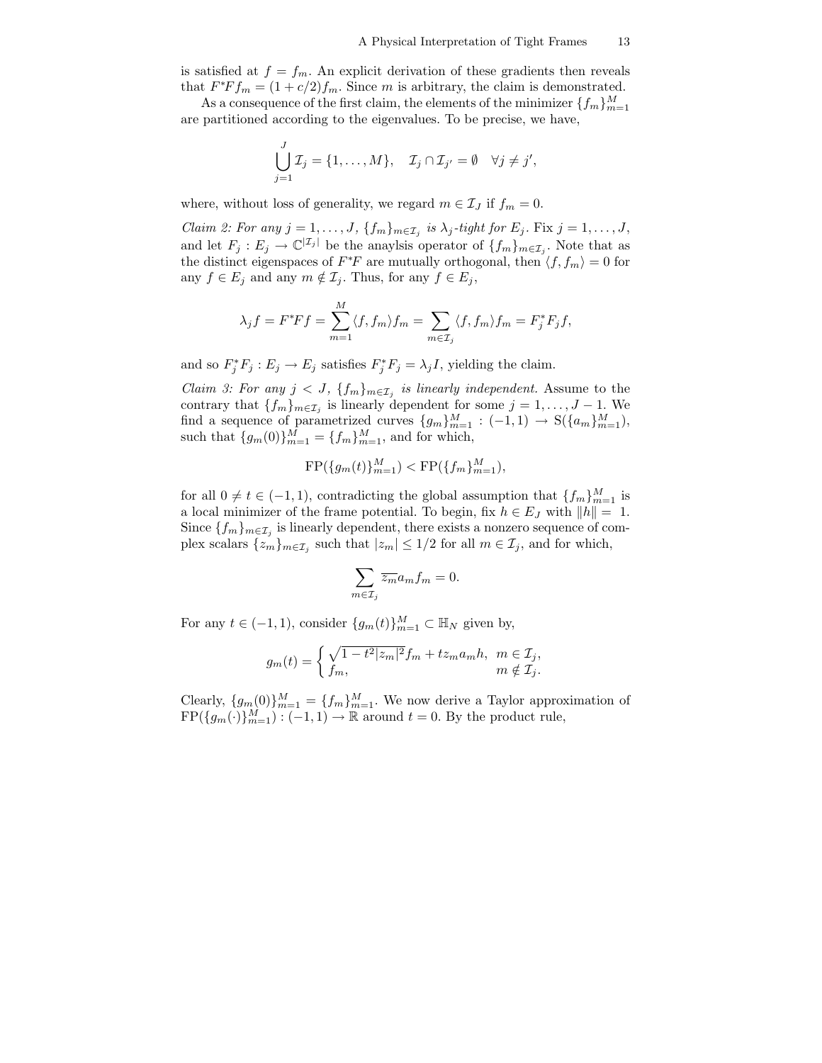is satisfied at $f = f_m$. An explicit derivation of these gradients then reveals that $F^*Ff_m = (1 + c/2)f_m$. Since $m$ is arbitrary, the claim is demonstrated.

As a consequence of the first claim, the elements of the minimizer $\{f_m\}_{m=1}^M$ are partitioned according to the eigenvalues. To be precise, we have,

$$\bigcup_{j=1}^{J} \mathcal{I}_j = \{1, \ldots, M\}, \quad \mathcal{I}_j \cap \mathcal{I}_{j'} = \emptyset \quad \forall j \neq j',$$

where, without loss of generality, we regard $m \in \mathcal{I}_J$ if $f_m = 0$.

*Claim 2: For any $j = 1, \ldots, J$, $\{f_m\}_{m\in\mathcal{I}_j}$ is $\lambda_j$-tight for $E_j$.* Fix $j = 1, \ldots, J$, and let $F_j : E_j \to \mathbb{C}^{|\mathcal{I}_j|}$ be the anaylsis operator of $\{f_m\}_{m\in\mathcal{I}_j}$. Note that as the distinct eigenspaces of $F^*F$ are mutually orthogonal, then $\langle f, f_m\rangle = 0$ for any $f \in E_j$ and any $m \notin \mathcal{I}_j$. Thus, for any $f \in E_j$,

$$\lambda_j f = F^*Ff = \sum_{m=1}^{M} \langle f, f_m\rangle f_m = \sum_{m\in\mathcal{I}_j} \langle f, f_m\rangle f_m = F_j^* F_j f,$$

and so $F_j^* F_j : E_j \to E_j$ satisfies $F_j^* F_j = \lambda_j I$, yielding the claim.

*Claim 3: For any $j < J$, $\{f_m\}_{m\in\mathcal{I}_j}$ is linearly independent.* Assume to the contrary that $\{f_m\}_{m\in\mathcal{I}_j}$ is linearly dependent for some $j = 1, \ldots, J-1$. We find a sequence of parametrized curves $\{g_m\}_{m=1}^M : (-1, 1) \to \mathrm{S}(\{a_m\}_{m=1}^M)$, such that $\{g_m(0)\}_{m=1}^M = \{f_m\}_{m=1}^M$, and for which,

$$\mathrm{FP}(\{g_m(t)\}_{m=1}^M) < \mathrm{FP}(\{f_m\}_{m=1}^M),$$

for all $0 \neq t \in (-1, 1)$, contradicting the global assumption that $\{f_m\}_{m=1}^M$ is a local minimizer of the frame potential. To begin, fix $h \in E_J$ with $\|h\| = 1$. Since $\{f_m\}_{m\in\mathcal{I}_j}$ is linearly dependent, there exists a nonzero sequence of complex scalars $\{z_m\}_{m\in\mathcal{I}_j}$ such that $|z_m| \leq 1/2$ for all $m \in \mathcal{I}_j$, and for which,

$$\sum_{m\in\mathcal{I}_j} \overline{z_m} a_m f_m = 0.$$

For any $t \in (-1, 1)$, consider $\{g_m(t)\}_{m=1}^M \subset \mathbb{H}_N$ given by,

$$g_m(t) = \begin{cases} \sqrt{1 - t^2|z_m|^2} f_m + t z_m a_m h, & m \in \mathcal{I}_j, \\ f_m, & m \notin \mathcal{I}_j. \end{cases}$$

Clearly, $\{g_m(0)\}_{m=1}^M = \{f_m\}_{m=1}^M$. We now derive a Taylor approximation of $\mathrm{FP}(\{g_m(\cdot)\}_{m=1}^M) : (-1, 1) \to \mathbb{R}$ around $t = 0$. By the product rule,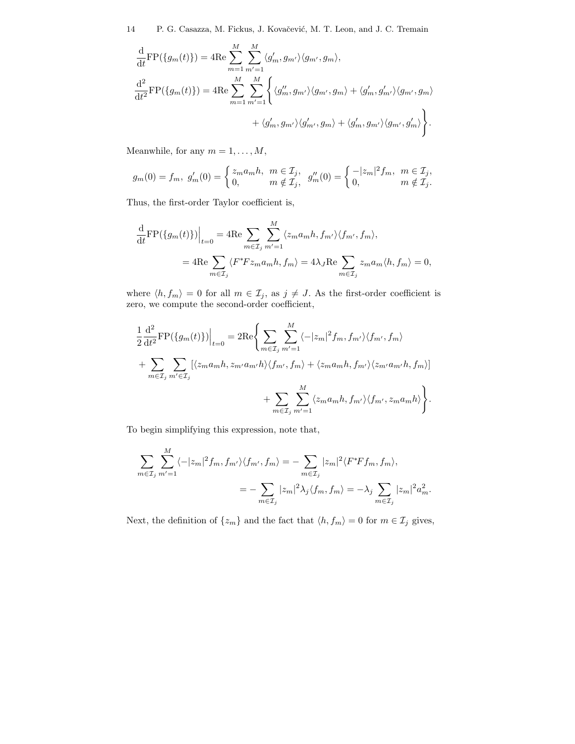$$\frac{\mathrm{d}}{\mathrm{d}t}\mathrm{FP}(\{g_m(t)\}) = 4\mathrm{Re}\sum_{m=1}^{M}\sum_{m'=1}^{M}\langle g_m', g_{m'}\rangle\langle g_{m'}, g_m\rangle,$$

$$\frac{\mathrm{d}^2}{\mathrm{d}t^2}\mathrm{FP}(\{g_m(t)\}) = 4\mathrm{Re}\sum_{m=1}^{M}\sum_{m'=1}^{M}\Bigg\{\langle g_m'', g_{m'}\rangle\langle g_{m'}, g_m\rangle + \langle g_m', g_{m'}'\rangle\langle g_{m'}, g_m\rangle$$
$$+ \langle g_m', g_{m'}\rangle\langle g_{m'}', g_m\rangle + \langle g_m', g_{m'}\rangle\langle g_{m'}, g_m'\rangle\Bigg\}.$$

Meanwhile, for any $m = 1, \ldots, M$,

$$g_m(0) = f_m,\ g_m'(0) = \begin{cases} z_m a_m h, & m \in \mathcal{I}_j, \\ 0, & m \notin \mathcal{I}_j, \end{cases}\ g_m''(0) = \begin{cases} -|z_m|^2 f_m, & m \in \mathcal{I}_j, \\ 0, & m \notin \mathcal{I}_j. \end{cases}$$

Thus, the first-order Taylor coefficient is,

$$\frac{\mathrm{d}}{\mathrm{d}t}\mathrm{FP}(\{g_m(t)\})\Big|_{t=0} = 4\mathrm{Re}\sum_{m\in\mathcal{I}_j}\sum_{m'=1}^{M}\langle z_m a_m h, f_{m'}\rangle\langle f_{m'}, f_m\rangle,$$
$$= 4\mathrm{Re}\sum_{m\in\mathcal{I}_j}\langle F^*F z_m a_m h, f_m\rangle = 4\lambda_J\mathrm{Re}\sum_{m\in\mathcal{I}_j} z_m a_m\langle h, f_m\rangle = 0,$$

where $\langle h, f_m\rangle = 0$ for all $m \in \mathcal{I}_j$, as $j \neq J$. As the first-order coefficient is zero, we compute the second-order coefficient,

$$\frac{1}{2}\frac{\mathrm{d}^2}{\mathrm{d}t^2}\mathrm{FP}(\{g_m(t)\})\Big|_{t=0} = 2\mathrm{Re}\Bigg\{\sum_{m\in\mathcal{I}_j}\sum_{m'=1}^{M}\langle -|z_m|^2 f_m, f_{m'}\rangle\langle f_{m'}, f_m\rangle$$
$$+ \sum_{m\in\mathcal{I}_j}\sum_{m'\in\mathcal{I}_j}[\langle z_m a_m h, z_{m'} a_{m'} h\rangle\langle f_{m'}, f_m\rangle + \langle z_m a_m h, f_{m'}\rangle\langle z_{m'} a_{m'} h, f_m\rangle]$$
$$+ \sum_{m\in\mathcal{I}_j}\sum_{m'=1}^{M}\langle z_m a_m h, f_{m'}\rangle\langle f_{m'}, z_m a_m h\rangle\Bigg\}.$$

To begin simplifying this expression, note that,

$$\sum_{m\in\mathcal{I}_j}\sum_{m'=1}^{M}\langle -|z_m|^2 f_m, f_{m'}\rangle\langle f_{m'}, f_m\rangle = -\sum_{m\in\mathcal{I}_j}|z_m|^2\langle F^*F f_m, f_m\rangle,$$
$$= -\sum_{m\in\mathcal{I}_j}|z_m|^2\lambda_j\langle f_m, f_m\rangle = -\lambda_j\sum_{m\in\mathcal{I}_j}|z_m|^2 a_m^2.$$

Next, the definition of $\{z_m\}$ and the fact that $\langle h, f_m\rangle = 0$ for $m \in \mathcal{I}_j$ gives,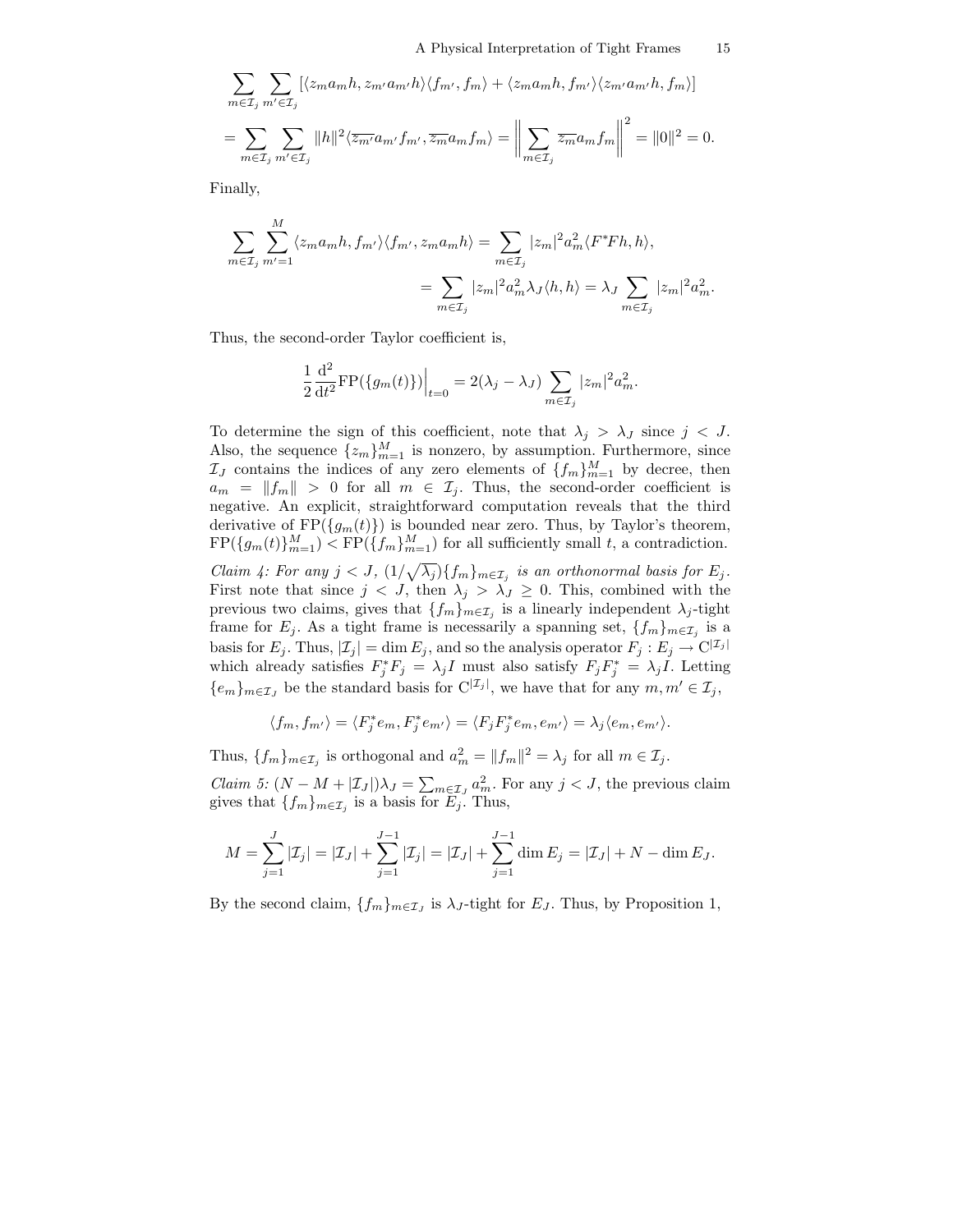$$\sum_{m\in\mathcal{I}_j}\sum_{m'\in\mathcal{I}_j}[\langle z_m a_m h, z_{m'}a_{m'}h\rangle\langle f_{m'}, f_m\rangle + \langle z_m a_m h, f_{m'}\rangle\langle z_{m'}a_{m'}h, f_m\rangle]$$

$$= \sum_{m\in\mathcal{I}_j}\sum_{m'\in\mathcal{I}_j}\|h\|^2\langle \overline{z_{m'}}a_{m'}f_{m'}, \overline{z_m}a_m f_m\rangle = \Big\|\sum_{m\in\mathcal{I}_j}\overline{z_m}a_m f_m\Big\|^2 = \|0\|^2 = 0.$$

Finally,

$$\sum_{m\in\mathcal{I}_j}\sum_{m'=1}^{M}\langle z_m a_m h, f_{m'}\rangle\langle f_{m'}, z_m a_m h\rangle = \sum_{m\in\mathcal{I}_j}|z_m|^2 a_m^2\langle F^*Fh, h\rangle,$$

$$= \sum_{m\in\mathcal{I}_j}|z_m|^2 a_m^2\lambda_J\langle h, h\rangle = \lambda_J\sum_{m\in\mathcal{I}_j}|z_m|^2 a_m^2.$$

Thus, the second-order Taylor coefficient is,

$$\frac{1}{2}\frac{\mathrm{d}^2}{\mathrm{d}t^2}\mathrm{FP}(\{g_m(t)\})\Big|_{t=0} = 2(\lambda_j - \lambda_J)\sum_{m\in\mathcal{I}_j}|z_m|^2 a_m^2.$$

To determine the sign of this coefficient, note that $\lambda_j > \lambda_J$ since $j < J$. Also, the sequence $\{z_m\}_{m=1}^M$ is nonzero, by assumption. Furthermore, since $\mathcal{I}_J$ contains the indices of any zero elements of $\{f_m\}_{m=1}^M$ by decree, then $a_m = \|f_m\| > 0$ for all $m \in \mathcal{I}_j$. Thus, the second-order coefficient is negative. An explicit, straightforward computation reveals that the third derivative of $\mathrm{FP}(\{g_m(t)\})$ is bounded near zero. Thus, by Taylor's theorem, $\mathrm{FP}(\{g_m(t)\}_{m=1}^M) < \mathrm{FP}(\{f_m\}_{m=1}^M)$ for all sufficiently small $t$, a contradiction.

*Claim 4: For any $j < J$, $(1/\sqrt{\lambda_j})\{f_m\}_{m\in\mathcal{I}_j}$ is an orthonormal basis for $E_j$.* First note that since $j < J$, then $\lambda_j > \lambda_J \geq 0$. This, combined with the previous two claims, gives that $\{f_m\}_{m\in\mathcal{I}_j}$ is a linearly independent $\lambda_j$-tight frame for $E_j$. As a tight frame is necessarily a spanning set, $\{f_m\}_{m\in\mathcal{I}_j}$ is a basis for $E_j$. Thus, $|\mathcal{I}_j| = \dim E_j$, and so the analysis operator $F_j : E_j \to \mathrm{C}^{|\mathcal{I}_j|}$ which already satisfies $F_j^*F_j = \lambda_j I$ must also satisfy $F_jF_j^* = \lambda_j I$. Letting $\{e_m\}_{m\in\mathcal{I}_J}$ be the standard basis for $\mathrm{C}^{|\mathcal{I}_j|}$, we have that for any $m, m' \in \mathcal{I}_j$,

$$\langle f_m, f_{m'}\rangle = \langle F_j^*e_m, F_j^*e_{m'}\rangle = \langle F_jF_j^*e_m, e_{m'}\rangle = \lambda_j\langle e_m, e_{m'}\rangle.$$

Thus, $\{f_m\}_{m\in\mathcal{I}_j}$ is orthogonal and $a_m^2 = \|f_m\|^2 = \lambda_j$ for all $m \in \mathcal{I}_j$.

*Claim 5: $(N - M + |\mathcal{I}_J|)\lambda_J = \sum_{m\in\mathcal{I}_J} a_m^2$.* For any $j < J$, the previous claim gives that $\{f_m\}_{m\in\mathcal{I}_j}$ is a basis for $E_j$. Thus,

$$M = \sum_{j=1}^{J}|\mathcal{I}_j| = |\mathcal{I}_J| + \sum_{j=1}^{J-1}|\mathcal{I}_j| = |\mathcal{I}_J| + \sum_{j=1}^{J-1}\dim E_j = |\mathcal{I}_J| + N - \dim E_J.$$

By the second claim, $\{f_m\}_{m\in\mathcal{I}_J}$ is $\lambda_J$-tight for $E_J$. Thus, by Proposition 1,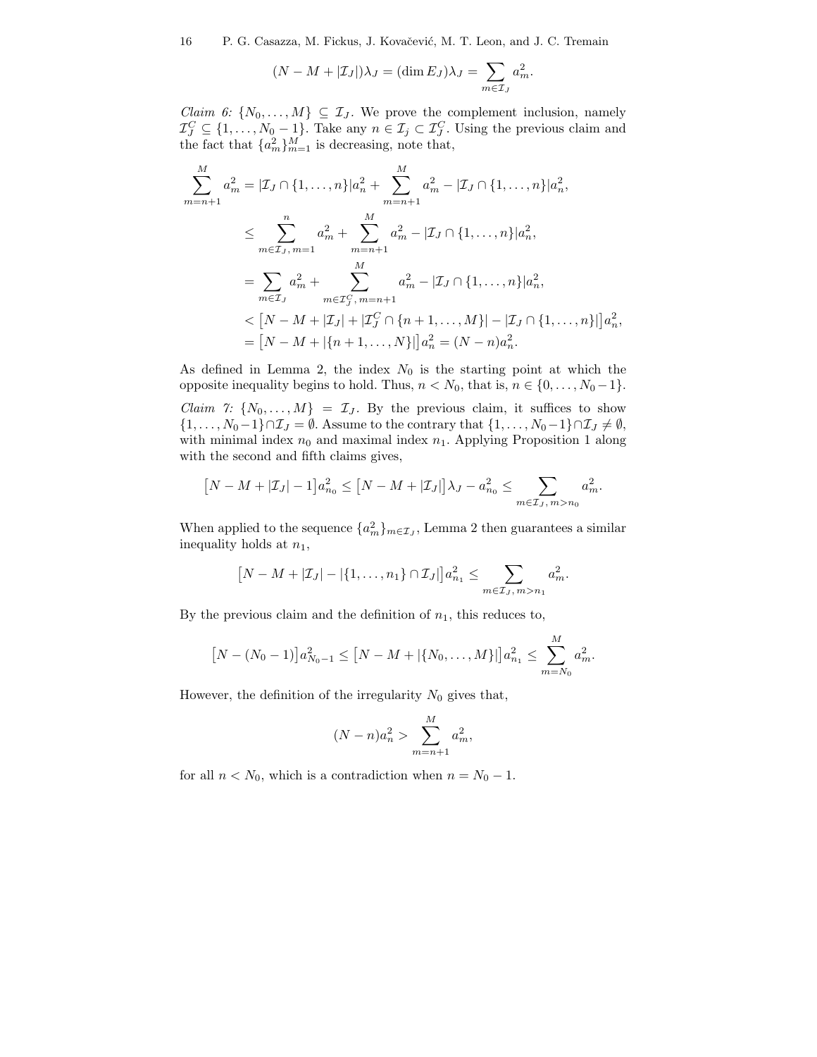$$(N - M + |\mathcal{I}_J|)\lambda_J = (\dim E_J)\lambda_J = \sum_{m\in\mathcal{I}_J} a_m^2.$$

*Claim 6:* $\{N_0,\dots,M\} \subseteq \mathcal{I}_J$. We prove the complement inclusion, namely $\mathcal{I}_J^C \subseteq \{1,\dots,N_0-1\}$. Take any $n \in \mathcal{I}_j \subset \mathcal{I}_J^C$. Using the previous claim and the fact that $\{a_m^2\}_{m=1}^M$ is decreasing, note that,

$$\begin{aligned}
\sum_{m=n+1}^{M} a_m^2 &= |\mathcal{I}_J \cap \{1,\dots,n\}|a_n^2 + \sum_{m=n+1}^{M} a_m^2 - |\mathcal{I}_J \cap \{1,\dots,n\}|a_n^2,\\
&\le \sum_{m\in\mathcal{I}_J,\, m=1}^{n} a_m^2 + \sum_{m=n+1}^{M} a_m^2 - |\mathcal{I}_J \cap \{1,\dots,n\}|a_n^2,\\
&= \sum_{m\in\mathcal{I}_J} a_m^2 + \sum_{m\in\mathcal{I}_J^C,\, m=n+1}^{M} a_m^2 - |\mathcal{I}_J \cap \{1,\dots,n\}|a_n^2,\\
&< \big[N - M + |\mathcal{I}_J| + |\mathcal{I}_J^C \cap \{n+1,\dots,M\}| - |\mathcal{I}_J \cap \{1,\dots,n\}|\big]a_n^2,\\
&= \big[N - M + |\{n+1,\dots,N\}|\big]a_n^2 = (N-n)a_n^2.
\end{aligned}$$

As defined in Lemma 2, the index $N_0$ is the starting point at which the opposite inequality begins to hold. Thus, $n < N_0$, that is, $n \in \{0,\dots,N_0-1\}$.

*Claim 7:* $\{N_0,\dots,M\} = \mathcal{I}_J$. By the previous claim, it suffices to show $\{1,\dots,N_0-1\}\cap\mathcal{I}_J = \emptyset$. Assume to the contrary that $\{1,\dots,N_0-1\}\cap\mathcal{I}_J \neq \emptyset$, with minimal index $n_0$ and maximal index $n_1$. Applying Proposition 1 along with the second and fifth claims gives,

$$\big[N - M + |\mathcal{I}_J| - 1\big]a_{n_0}^2 \le \big[N - M + |\mathcal{I}_J|\big]\lambda_J - a_{n_0}^2 \le \sum_{m\in\mathcal{I}_J,\, m>n_0} a_m^2.$$

When applied to the sequence $\{a_m^2\}_{m\in\mathcal{I}_J}$, Lemma 2 then guarantees a similar inequality holds at $n_1$,

$$\big[N - M + |\mathcal{I}_J| - |\{1,\dots,n_1\}\cap\mathcal{I}_J|\big]a_{n_1}^2 \le \sum_{m\in\mathcal{I}_J,\, m>n_1} a_m^2.$$

By the previous claim and the definition of $n_1$, this reduces to,

$$\big[N - (N_0-1)\big]a_{N_0-1}^2 \le \big[N - M + |\{N_0,\dots,M\}|\big]a_{n_1}^2 \le \sum_{m=N_0}^{M} a_m^2.$$

However, the definition of the irregularity $N_0$ gives that,

$$(N-n)a_n^2 > \sum_{m=n+1}^{M} a_m^2,$$

for all $n < N_0$, which is a contradiction when $n = N_0 - 1$.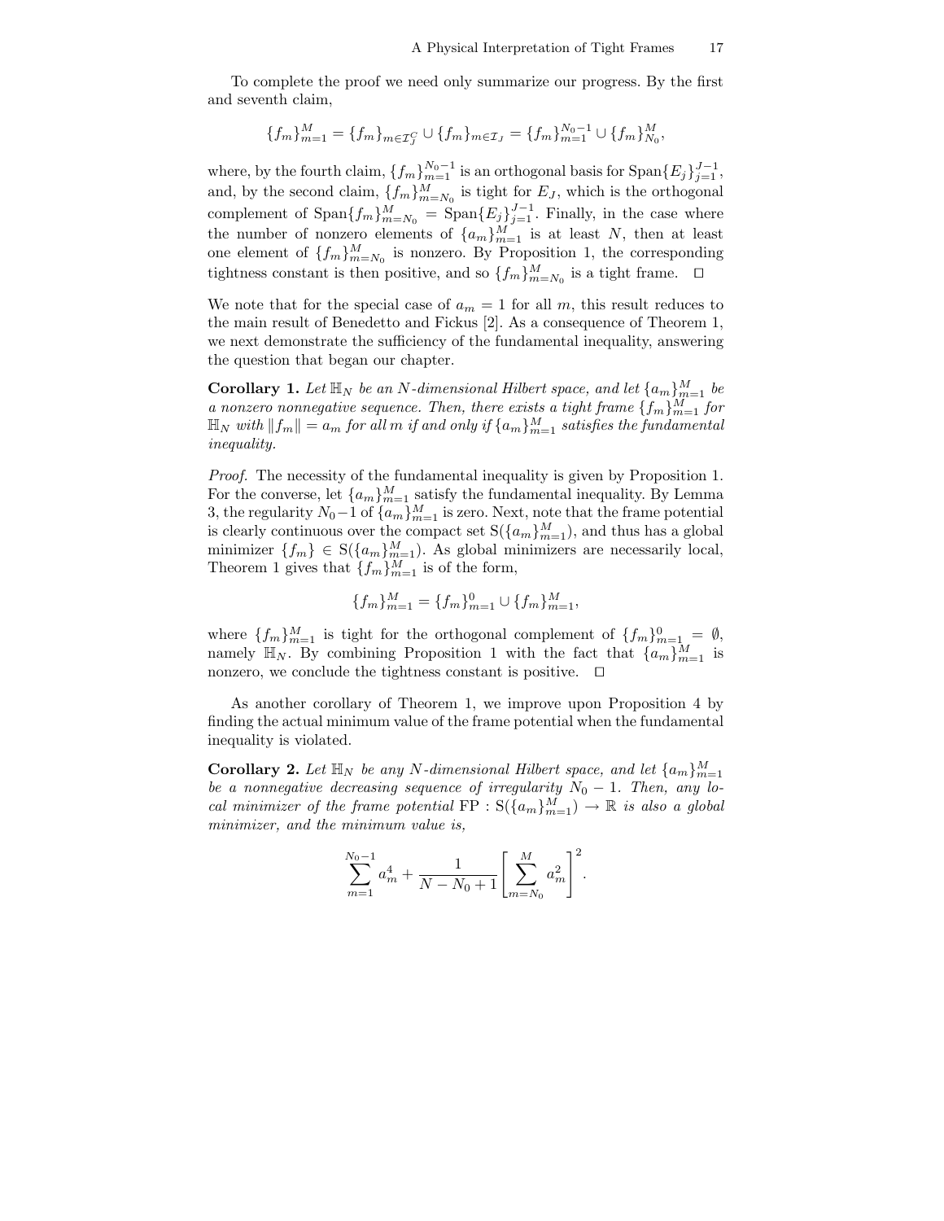To complete the proof we need only summarize our progress. By the first and seventh claim,

$$\{f_m\}_{m=1}^M = \{f_m\}_{m \in \mathcal{I}_J^C} \cup \{f_m\}_{m \in \mathcal{I}_J} = \{f_m\}_{m=1}^{N_0-1} \cup \{f_m\}_{N_0}^M,$$

where, by the fourth claim, $\{f_m\}_{m=1}^{N_0-1}$ is an orthogonal basis for $\operatorname{Span}\{E_j\}_{j=1}^{J-1}$, and, by the second claim, $\{f_m\}_{m=N_0}^M$ is tight for $E_J$, which is the orthogonal complement of $\operatorname{Span}\{f_m\}_{m=N_0}^M = \operatorname{Span}\{E_j\}_{j=1}^{J-1}$. Finally, in the case where the number of nonzero elements of $\{a_m\}_{m=1}^M$ is at least $N$, then at least one element of $\{f_m\}_{m=N_0}^M$ is nonzero. By Proposition 1, the corresponding tightness constant is then positive, and so $\{f_m\}_{m=N_0}^M$ is a tight frame. $\square$

We note that for the special case of $a_m = 1$ for all $m$, this result reduces to the main result of Benedetto and Fickus [2]. As a consequence of Theorem 1, we next demonstrate the sufficiency of the fundamental inequality, answering the question that began our chapter.

**Corollary 1.** *Let $\mathbb{H}_N$ be an $N$-dimensional Hilbert space, and let $\{a_m\}_{m=1}^M$ be a nonzero nonnegative sequence. Then, there exists a tight frame $\{f_m\}_{m=1}^M$ for $\mathbb{H}_N$ with $\|f_m\| = a_m$ for all $m$ if and only if $\{a_m\}_{m=1}^M$ satisfies the fundamental inequality.*

*Proof.* The necessity of the fundamental inequality is given by Proposition 1. For the converse, let $\{a_m\}_{m=1}^M$ satisfy the fundamental inequality. By Lemma 3, the regularity $N_0-1$ of $\{a_m\}_{m=1}^M$ is zero. Next, note that the frame potential is clearly continuous over the compact set $\mathrm{S}(\{a_m\}_{m=1}^M)$, and thus has a global minimizer $\{f_m\} \in \mathrm{S}(\{a_m\}_{m=1}^M)$. As global minimizers are necessarily local, Theorem 1 gives that $\{f_m\}_{m=1}^M$ is of the form,

$$\{f_m\}_{m=1}^M = \{f_m\}_{m=1}^0 \cup \{f_m\}_{m=1}^M,$$

where $\{f_m\}_{m=1}^M$ is tight for the orthogonal complement of $\{f_m\}_{m=1}^0 = \emptyset$, namely $\mathbb{H}_N$. By combining Proposition 1 with the fact that $\{a_m\}_{m=1}^M$ is nonzero, we conclude the tightness constant is positive. $\square$

As another corollary of Theorem 1, we improve upon Proposition 4 by finding the actual minimum value of the frame potential when the fundamental inequality is violated.

**Corollary 2.** *Let $\mathbb{H}_N$ be any $N$-dimensional Hilbert space, and let $\{a_m\}_{m=1}^M$ be a nonnegative decreasing sequence of irregularity $N_0 - 1$. Then, any local minimizer of the frame potential $\mathrm{FP} : \mathrm{S}(\{a_m\}_{m=1}^M) \to \mathbb{R}$ is also a global minimizer, and the minimum value is,*

$$\sum_{m=1}^{N_0-1} a_m^4 + \frac{1}{N - N_0 + 1} \left[ \sum_{m=N_0}^M a_m^2 \right]^2.$$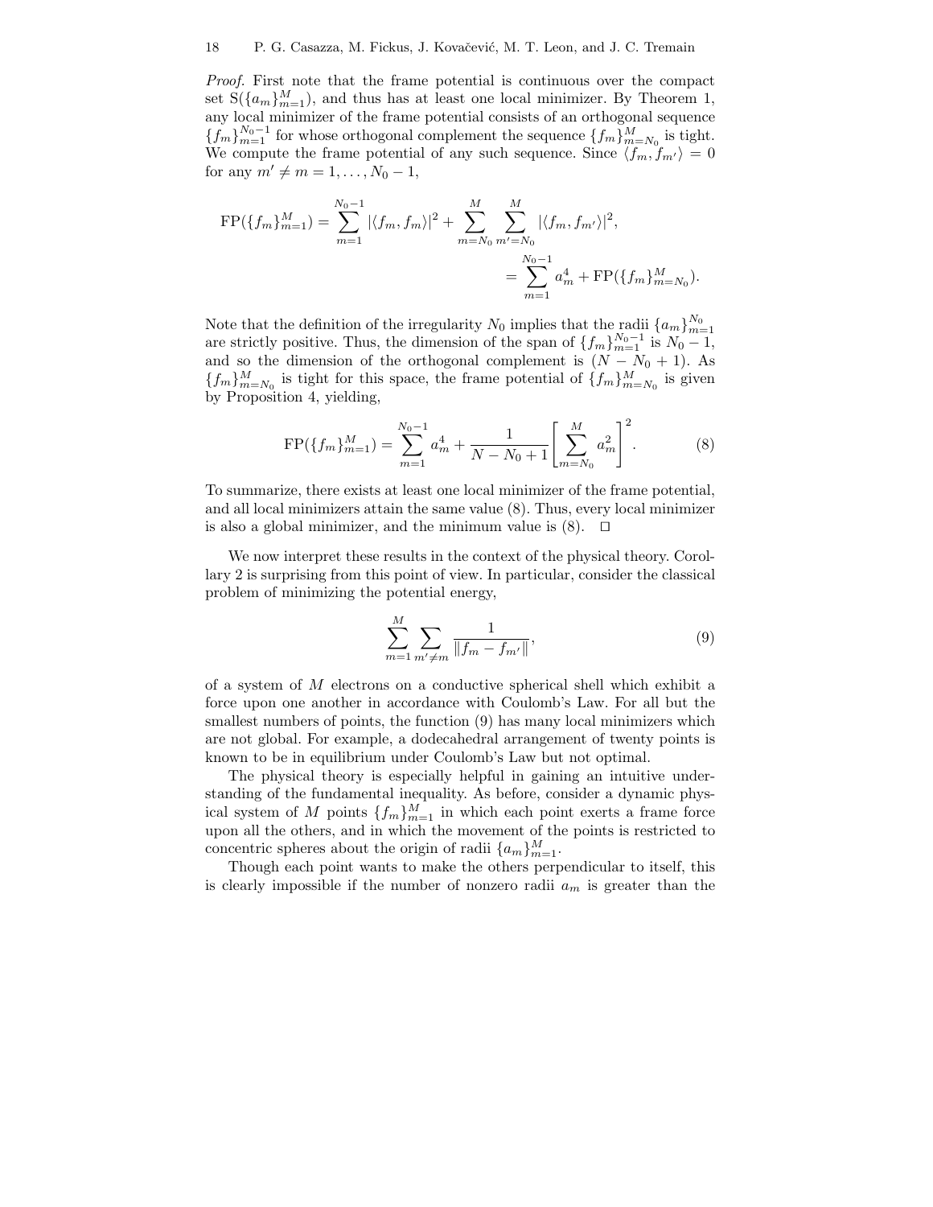*Proof.* First note that the frame potential is continuous over the compact set $\mathrm{S}(\{a_m\}_{m=1}^M)$, and thus has at least one local minimizer. By Theorem 1, any local minimizer of the frame potential consists of an orthogonal sequence $\{f_m\}_{m=1}^{N_0-1}$ for whose orthogonal complement the sequence $\{f_m\}_{m=N_0}^M$ is tight. We compute the frame potential of any such sequence. Since $\langle f_m, f_{m'}\rangle = 0$ for any $m' \neq m = 1, \ldots, N_0 - 1$,

$$\mathrm{FP}(\{f_m\}_{m=1}^M) = \sum_{m=1}^{N_0-1} |\langle f_m, f_m\rangle|^2 + \sum_{m=N_0}^{M} \sum_{m'=N_0}^{M} |\langle f_m, f_{m'}\rangle|^2,$$

$$= \sum_{m=1}^{N_0-1} a_m^4 + \mathrm{FP}(\{f_m\}_{m=N_0}^M).$$

Note that the definition of the irregularity $N_0$ implies that the radii $\{a_m\}_{m=1}^{N_0}$ are strictly positive. Thus, the dimension of the span of $\{f_m\}_{m=1}^{N_0-1}$ is $N_0 - 1$, and so the dimension of the orthogonal complement is $(N - N_0 + 1)$. As $\{f_m\}_{m=N_0}^M$ is tight for this space, the frame potential of $\{f_m\}_{m=N_0}^M$ is given by Proposition 4, yielding,

$$\mathrm{FP}(\{f_m\}_{m=1}^M) = \sum_{m=1}^{N_0-1} a_m^4 + \frac{1}{N - N_0 + 1}\left[\sum_{m=N_0}^{M} a_m^2\right]^2. \tag{8}$$

To summarize, there exists at least one local minimizer of the frame potential, and all local minimizers attain the same value (8). Thus, every local minimizer is also a global minimizer, and the minimum value is (8). $\square$

We now interpret these results in the context of the physical theory. Corollary 2 is surprising from this point of view. In particular, consider the classical problem of minimizing the potential energy,

$$\sum_{m=1}^{M} \sum_{m' \neq m} \frac{1}{\|f_m - f_{m'}\|}, \tag{9}$$

of a system of $M$ electrons on a conductive spherical shell which exhibit a force upon one another in accordance with Coulomb's Law. For all but the smallest numbers of points, the function (9) has many local minimizers which are not global. For example, a dodecahedral arrangement of twenty points is known to be in equilibrium under Coulomb's Law but not optimal.

The physical theory is especially helpful in gaining an intuitive understanding of the fundamental inequality. As before, consider a dynamic physical system of $M$ points $\{f_m\}_{m=1}^M$ in which each point exerts a frame force upon all the others, and in which the movement of the points is restricted to concentric spheres about the origin of radii $\{a_m\}_{m=1}^M$.

Though each point wants to make the others perpendicular to itself, this is clearly impossible if the number of nonzero radii $a_m$ is greater than the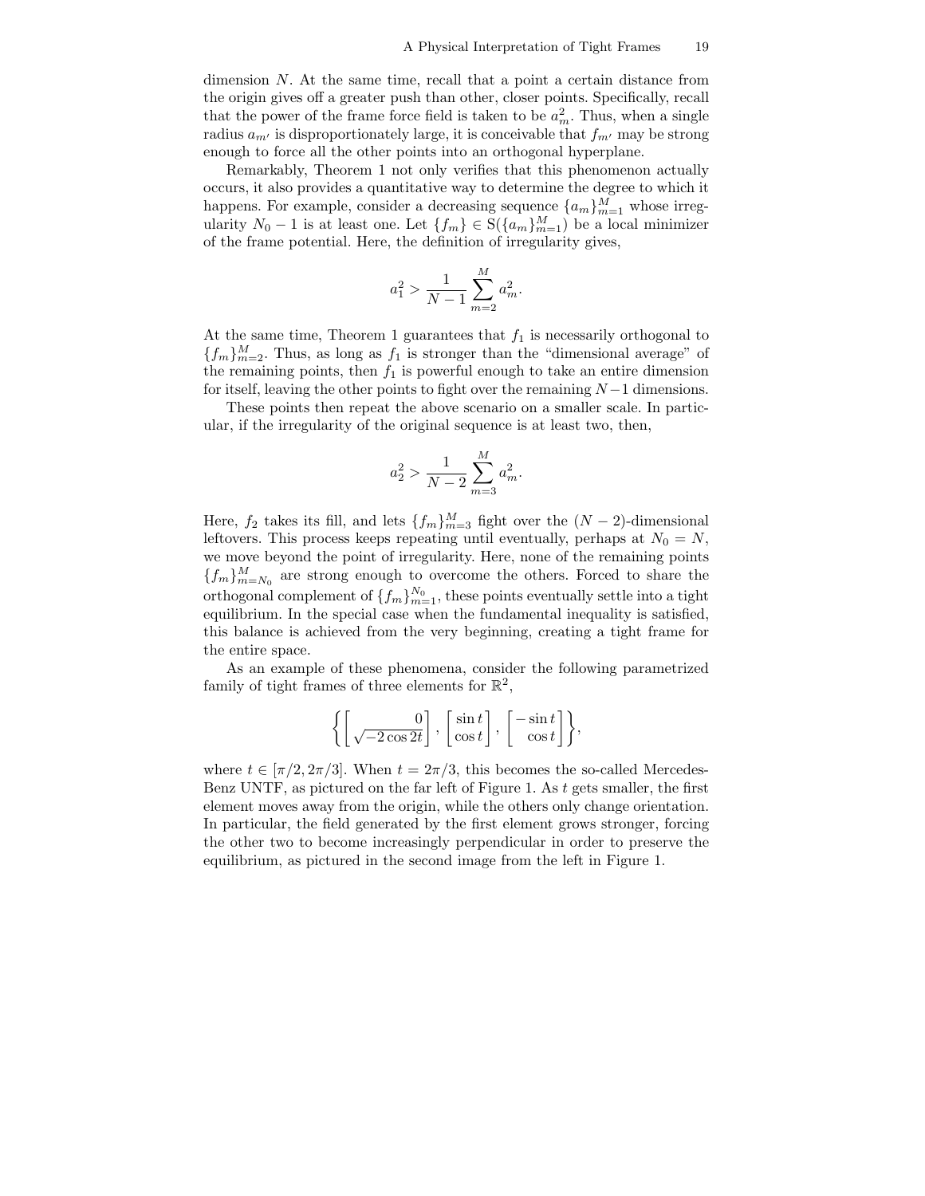dimension $N$. At the same time, recall that a point a certain distance from the origin gives off a greater push than other, closer points. Specifically, recall that the power of the frame force field is taken to be $a_m^2$. Thus, when a single radius $a_{m'}$ is disproportionately large, it is conceivable that $f_{m'}$ may be strong enough to force all the other points into an orthogonal hyperplane.

Remarkably, Theorem 1 not only verifies that this phenomenon actually occurs, it also provides a quantitative way to determine the degree to which it happens. For example, consider a decreasing sequence $\{a_m\}_{m=1}^M$ whose irregularity $N_0 - 1$ is at least one. Let $\{f_m\} \in \mathrm{S}(\{a_m\}_{m=1}^M)$ be a local minimizer of the frame potential. Here, the definition of irregularity gives,

$$a_1^2 > \frac{1}{N-1} \sum_{m=2}^{M} a_m^2.$$

At the same time, Theorem 1 guarantees that $f_1$ is necessarily orthogonal to $\{f_m\}_{m=2}^M$. Thus, as long as $f_1$ is stronger than the "dimensional average" of the remaining points, then $f_1$ is powerful enough to take an entire dimension for itself, leaving the other points to fight over the remaining $N-1$ dimensions.

These points then repeat the above scenario on a smaller scale. In particular, if the irregularity of the original sequence is at least two, then,

$$a_2^2 > \frac{1}{N-2} \sum_{m=3}^{M} a_m^2.$$

Here, $f_2$ takes its fill, and lets $\{f_m\}_{m=3}^M$ fight over the $(N-2)$-dimensional leftovers. This process keeps repeating until eventually, perhaps at $N_0 = N$, we move beyond the point of irregularity. Here, none of the remaining points $\{f_m\}_{m=N_0}^M$ are strong enough to overcome the others. Forced to share the orthogonal complement of $\{f_m\}_{m=1}^{N_0}$, these points eventually settle into a tight equilibrium. In the special case when the fundamental inequality is satisfied, this balance is achieved from the very beginning, creating a tight frame for the entire space.

As an example of these phenomena, consider the following parametrized family of tight frames of three elements for $\mathbb{R}^2$,

$$\left\{ \begin{bmatrix} 0 \\ \sqrt{-2\cos 2t} \end{bmatrix}, \begin{bmatrix} \sin t \\ \cos t \end{bmatrix}, \begin{bmatrix} -\sin t \\ \cos t \end{bmatrix} \right\},$$

where $t \in [\pi/2, 2\pi/3]$. When $t = 2\pi/3$, this becomes the so-called Mercedes-Benz UNTF, as pictured on the far left of Figure 1. As $t$ gets smaller, the first element moves away from the origin, while the others only change orientation. In particular, the field generated by the first element grows stronger, forcing the other two to become increasingly perpendicular in order to preserve the equilibrium, as pictured in the second image from the left in Figure 1.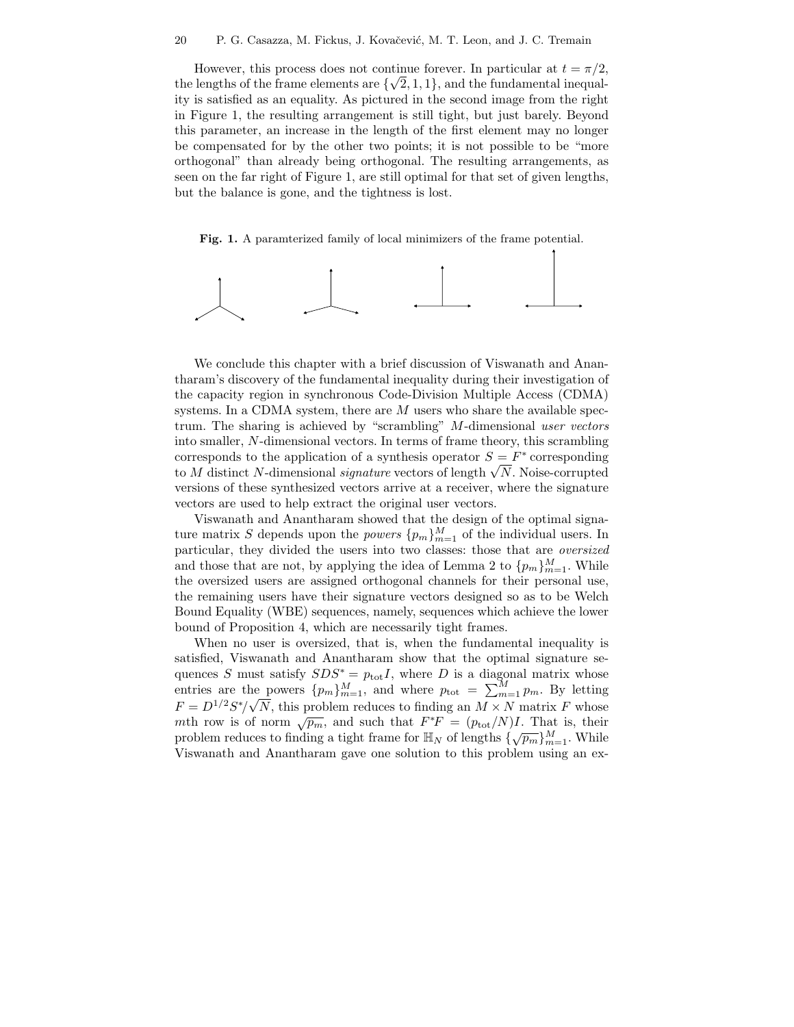However, this process does not continue forever. In particular at $t = \pi/2$, the lengths of the frame elements are $\{\sqrt{2}, 1, 1\}$, and the fundamental inequality is satisfied as an equality. As pictured in the second image from the right in Figure 1, the resulting arrangement is still tight, but just barely. Beyond this parameter, an increase in the length of the first element may no longer be compensated for by the other two points; it is not possible to be "more orthogonal" than already being orthogonal. The resulting arrangements, as seen on the far right of Figure 1, are still optimal for that set of given lengths, but the balance is gone, and the tightness is lost.

**Fig. 1.** A paramterized family of local minimizers of the frame potential.

We conclude this chapter with a brief discussion of Viswanath and Anantharam's discovery of the fundamental inequality during their investigation of the capacity region in synchronous Code-Division Multiple Access (CDMA) systems. In a CDMA system, there are $M$ users who share the available spectrum. The sharing is achieved by "scrambling" $M$-dimensional *user vectors* into smaller, $N$-dimensional vectors. In terms of frame theory, this scrambling corresponds to the application of a synthesis operator $S = F^*$ corresponding to $M$ distinct $N$-dimensional *signature* vectors of length $\sqrt{N}$. Noise-corrupted versions of these synthesized vectors arrive at a receiver, where the signature vectors are used to help extract the original user vectors.

Viswanath and Anantharam showed that the design of the optimal signature matrix $S$ depends upon the *powers* $\{p_m\}_{m=1}^M$ of the individual users. In particular, they divided the users into two classes: those that are *oversized* and those that are not, by applying the idea of Lemma 2 to $\{p_m\}_{m=1}^M$. While the oversized users are assigned orthogonal channels for their personal use, the remaining users have their signature vectors designed so as to be Welch Bound Equality (WBE) sequences, namely, sequences which achieve the lower bound of Proposition 4, which are necessarily tight frames.

When no user is oversized, that is, when the fundamental inequality is satisfied, Viswanath and Anantharam show that the optimal signature sequences $S$ must satisfy $SDS^* = p_{\text{tot}} I$, where $D$ is a diagonal matrix whose entries are the powers $\{p_m\}_{m=1}^M$, and where $p_{\text{tot}} = \sum_{m=1}^M p_m$. By letting $F = D^{1/2} S^* / \sqrt{N}$, this problem reduces to finding an $M \times N$ matrix $F$ whose $m$th row is of norm $\sqrt{p_m}$, and such that $F^* F = (p_{\text{tot}}/N) I$. That is, their problem reduces to finding a tight frame for $\mathbb{H}_N$ of lengths $\{\sqrt{p_m}\}_{m=1}^M$. While Viswanath and Anantharam gave one solution to this problem using an ex-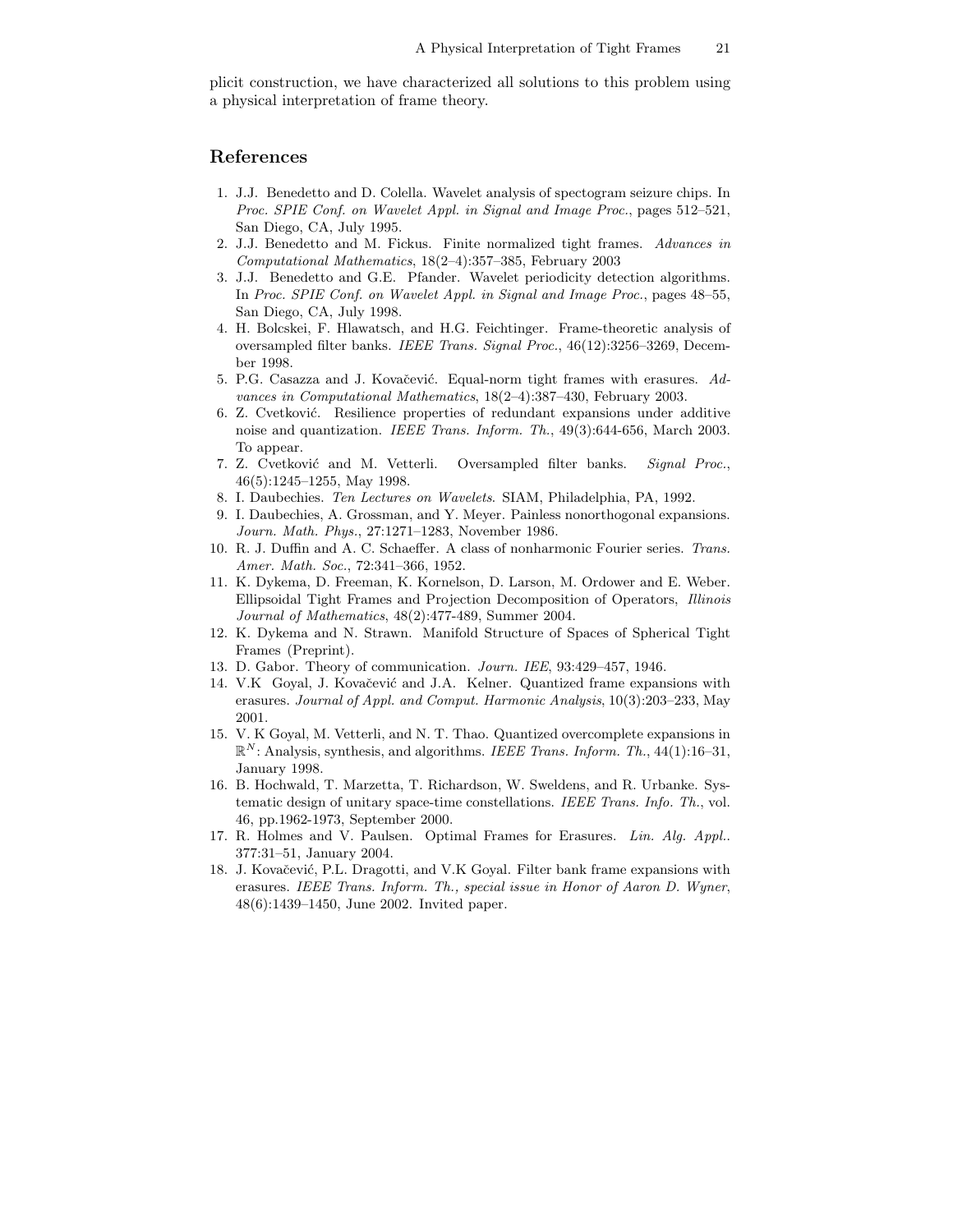plicit construction, we have characterized all solutions to this problem using a physical interpretation of frame theory.

## References

1. J.J. Benedetto and D. Colella. Wavelet analysis of spectogram seizure chips. In *Proc. SPIE Conf. on Wavelet Appl. in Signal and Image Proc.*, pages 512–521, San Diego, CA, July 1995.
2. J.J. Benedetto and M. Fickus. Finite normalized tight frames. *Advances in Computational Mathematics*, 18(2–4):357–385, February 2003
3. J.J. Benedetto and G.E. Pfander. Wavelet periodicity detection algorithms. In *Proc. SPIE Conf. on Wavelet Appl. in Signal and Image Proc.*, pages 48–55, San Diego, CA, July 1998.
4. H. Bolcskei, F. Hlawatsch, and H.G. Feichtinger. Frame-theoretic analysis of oversampled filter banks. *IEEE Trans. Signal Proc.*, 46(12):3256–3269, December 1998.
5. P.G. Casazza and J. Kovačević. Equal-norm tight frames with erasures. *Advances in Computational Mathematics*, 18(2–4):387–430, February 2003.
6. Z. Cvetković. Resilience properties of redundant expansions under additive noise and quantization. *IEEE Trans. Inform. Th.*, 49(3):644-656, March 2003. To appear.
7. Z. Cvetković and M. Vetterli. Oversampled filter banks. *Signal Proc.*, 46(5):1245–1255, May 1998.
8. I. Daubechies. *Ten Lectures on Wavelets*. SIAM, Philadelphia, PA, 1992.
9. I. Daubechies, A. Grossman, and Y. Meyer. Painless nonorthogonal expansions. *Journ. Math. Phys.*, 27:1271–1283, November 1986.
10. R. J. Duffin and A. C. Schaeffer. A class of nonharmonic Fourier series. *Trans. Amer. Math. Soc.*, 72:341–366, 1952.
11. K. Dykema, D. Freeman, K. Kornelson, D. Larson, M. Ordower and E. Weber. Ellipsoidal Tight Frames and Projection Decomposition of Operators, *Illinois Journal of Mathematics*, 48(2):477-489, Summer 2004.
12. K. Dykema and N. Strawn. Manifold Structure of Spaces of Spherical Tight Frames (Preprint).
13. D. Gabor. Theory of communication. *Journ. IEE*, 93:429–457, 1946.
14. V.K Goyal, J. Kovačević and J.A. Kelner. Quantized frame expansions with erasures. *Journal of Appl. and Comput. Harmonic Analysis*, 10(3):203–233, May 2001.
15. V. K Goyal, M. Vetterli, and N. T. Thao. Quantized overcomplete expansions in $\mathbb{R}^N$: Analysis, synthesis, and algorithms. *IEEE Trans. Inform. Th.*, 44(1):16–31, January 1998.
16. B. Hochwald, T. Marzetta, T. Richardson, W. Sweldens, and R. Urbanke. Systematic design of unitary space-time constellations. *IEEE Trans. Info. Th.*, vol. 46, pp.1962-1973, September 2000.
17. R. Holmes and V. Paulsen. Optimal Frames for Erasures. *Lin. Alg. Appl.*. 377:31–51, January 2004.
18. J. Kovačević, P.L. Dragotti, and V.K Goyal. Filter bank frame expansions with erasures. *IEEE Trans. Inform. Th., special issue in Honor of Aaron D. Wyner*, 48(6):1439–1450, June 2002. Invited paper.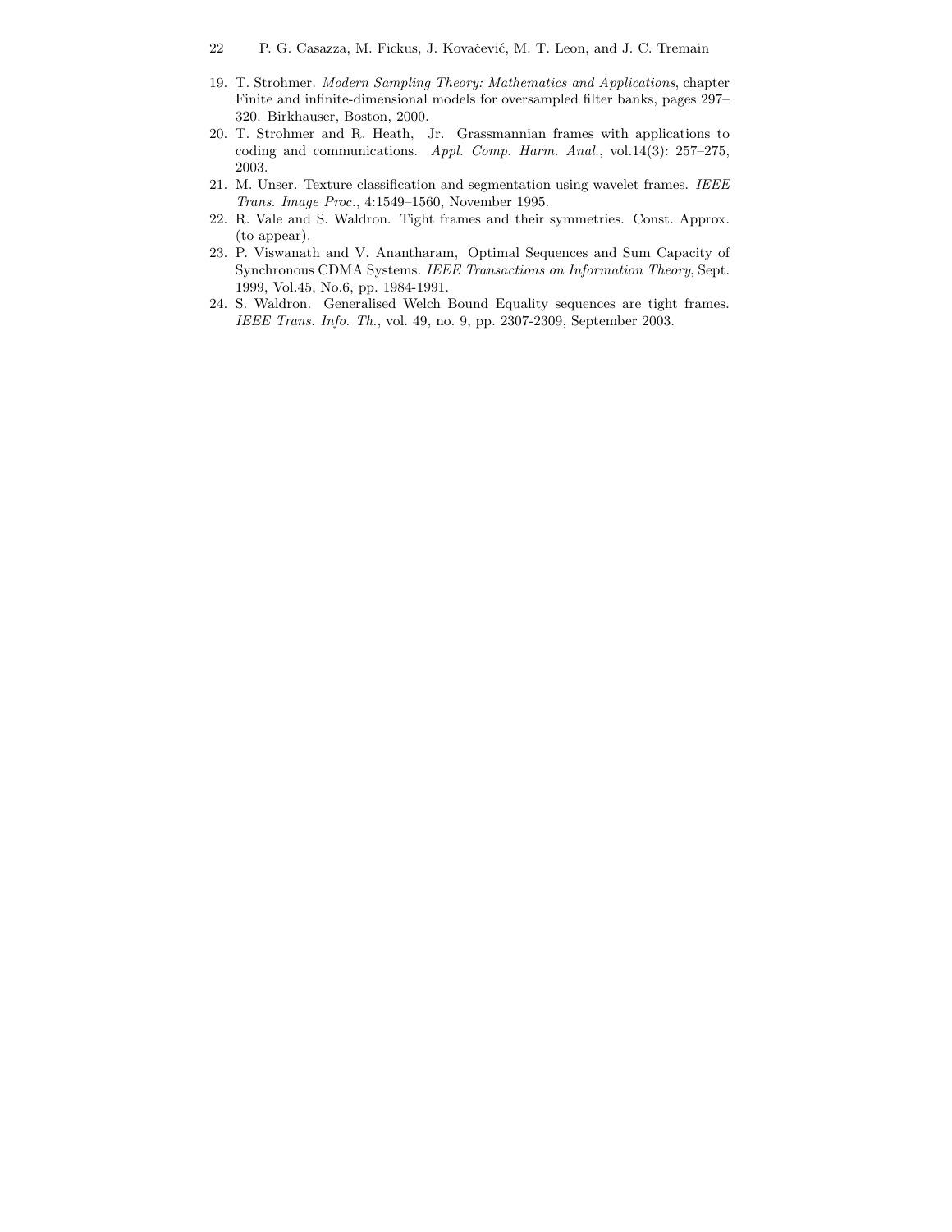19. T. Strohmer. *Modern Sampling Theory: Mathematics and Applications*, chapter Finite and infinite-dimensional models for oversampled filter banks, pages 297–320. Birkhauser, Boston, 2000.
20. T. Strohmer and R. Heath, Jr. Grassmannian frames with applications to coding and communications. *Appl. Comp. Harm. Anal.*, vol.14(3): 257–275, 2003.
21. M. Unser. Texture classification and segmentation using wavelet frames. *IEEE Trans. Image Proc.*, 4:1549–1560, November 1995.
22. R. Vale and S. Waldron. Tight frames and their symmetries. Const. Approx. (to appear).
23. P. Viswanath and V. Anantharam, Optimal Sequences and Sum Capacity of Synchronous CDMA Systems. *IEEE Transactions on Information Theory*, Sept. 1999, Vol.45, No.6, pp. 1984-1991.
24. S. Waldron. Generalised Welch Bound Equality sequences are tight frames. *IEEE Trans. Info. Th.*, vol. 49, no. 9, pp. 2307-2309, September 2003.